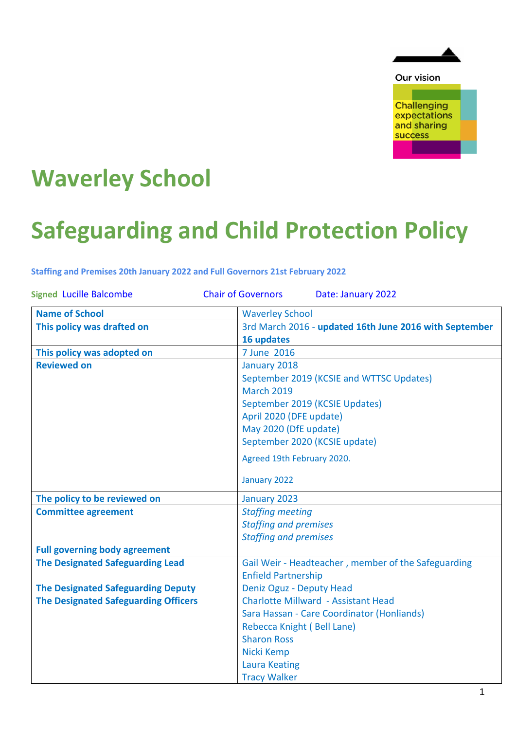Our vision

Challenging expectations and sharing success

# Waverley School

# Safeguarding and Child Protection Policy

**Staffing and Premises 20th January 2022 and Full Governors 21st February 2022**

**Signed** Lucille Balcombe     Chair of Governors     Date: January 2022

| **Name of School** | Waverley School |
|---|---|
| **This policy was drafted on** | 3rd March 2016 - **updated 16th June 2016 with September 16 updates** |
| **This policy was adopted on** | 7 June 2016 |
| **Reviewed on** | January 2018<br>September 2019 (KCSIE and WTTSC Updates)<br>March 2019<br>September 2019 (KCSIE Updates)<br>April 2020 (DFE update)<br>May 2020 (DfE update)<br>September 2020 (KCSIE update)<br>Agreed 19th February 2020.<br>January 2022 |
| **The policy to be reviewed on** | January 2023 |
| **Committee agreement**<br><br><br>**Full governing body agreement** | *Staffing meeting*<br>*Staffing and premises*<br>*Staffing and premises* |
| **The Designated Safeguarding Lead**<br><br>**The Designated Safeguarding Deputy**<br>**The Designated Safeguarding Officers** | Gail Weir - Headteacher , member of the Safeguarding Enfield Partnership<br>Deniz Oguz - Deputy Head<br>Charlotte Millward - Assistant Head<br>Sara Hassan - Care Coordinator (Honliands)<br>Rebecca Knight ( Bell Lane)<br>Sharon Ross<br>Nicki Kemp<br>Laura Keating<br>Tracy Walker |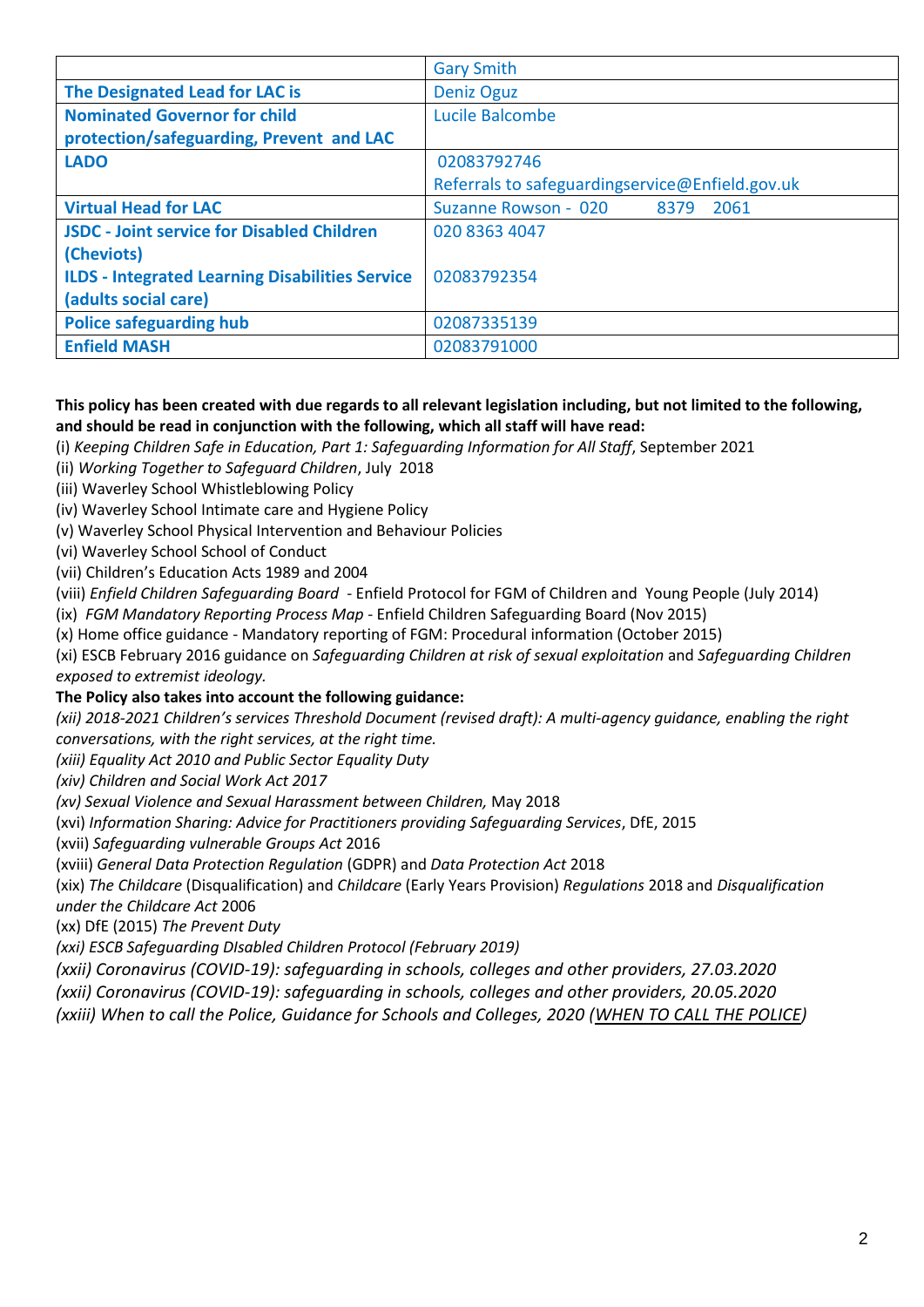| | |
|---|---|
| | Gary Smith |
| **The Designated Lead for LAC is** | Deniz Oguz |
| **Nominated Governor for child protection/safeguarding, Prevent and LAC** | Lucile Balcombe |
| **LADO** | 02083792746<br>Referrals to safeguardingservice@Enfield.gov.uk |
| **Virtual Head for LAC** | Suzanne Rowson - 020 8379 2061 |
| **JSDC - Joint service for Disabled Children (Cheviots)**<br>**ILDS - Integrated Learning Disabilities Service (adults social care)** | 020 8363 4047<br><br>02083792354 |
| **Police safeguarding hub** | 02087335139 |
| **Enfield MASH** | 02083791000 |

**This policy has been created with due regards to all relevant legislation including, but not limited to the following, and should be read in conjunction with the following, which all staff will have read:**

(i) *Keeping Children Safe in Education, Part 1: Safeguarding Information for All Staff*, September 2021
(ii) *Working Together to Safeguard Children*, July 2018
(iii) Waverley School Whistleblowing Policy
(iv) Waverley School Intimate care and Hygiene Policy
(v) Waverley School Physical Intervention and Behaviour Policies
(vi) Waverley School School of Conduct
(vii) Children's Education Acts 1989 and 2004
(viii) *Enfield Children Safeguarding Board* - Enfield Protocol for FGM of Children and Young People (July 2014)
(ix) *FGM Mandatory Reporting Process Map* - Enfield Children Safeguarding Board (Nov 2015)
(x) Home office guidance - Mandatory reporting of FGM: Procedural information (October 2015)
(xi) ESCB February 2016 guidance on *Safeguarding Children at risk of sexual exploitation* and *Safeguarding Children exposed to extremist ideology.*

**The Policy also takes into account the following guidance:**

*(xii) 2018-2021 Children's services Threshold Document (revised draft): A multi-agency guidance, enabling the right conversations, with the right services, at the right time.*
*(xiii) Equality Act 2010 and Public Sector Equality Duty*
*(xiv) Children and Social Work Act 2017*
*(xv) Sexual Violence and Sexual Harassment between Children,* May 2018
(xvi) *Information Sharing: Advice for Practitioners providing Safeguarding Services*, DfE, 2015
(xvii) *Safeguarding vulnerable Groups Act* 2016
(xviii) *General Data Protection Regulation* (GDPR) and *Data Protection Act* 2018
(xix) *The Childcare* (Disqualification) and *Childcare* (Early Years Provision) *Regulations* 2018 and *Disqualification under the Childcare Act* 2006
(xx) DfE (2015) *The Prevent Duty*
*(xxi) ESCB Safeguarding DIsabled Children Protocol (February 2019)*
*(xxii) Coronavirus (COVID-19): safeguarding in schools, colleges and other providers, 27.03.2020*
*(xxii) Coronavirus (COVID-19): safeguarding in schools, colleges and other providers, 20.05.2020*
*(xxiii) When to call the Police, Guidance for Schools and Colleges, 2020 (WHEN TO CALL THE POLICE)*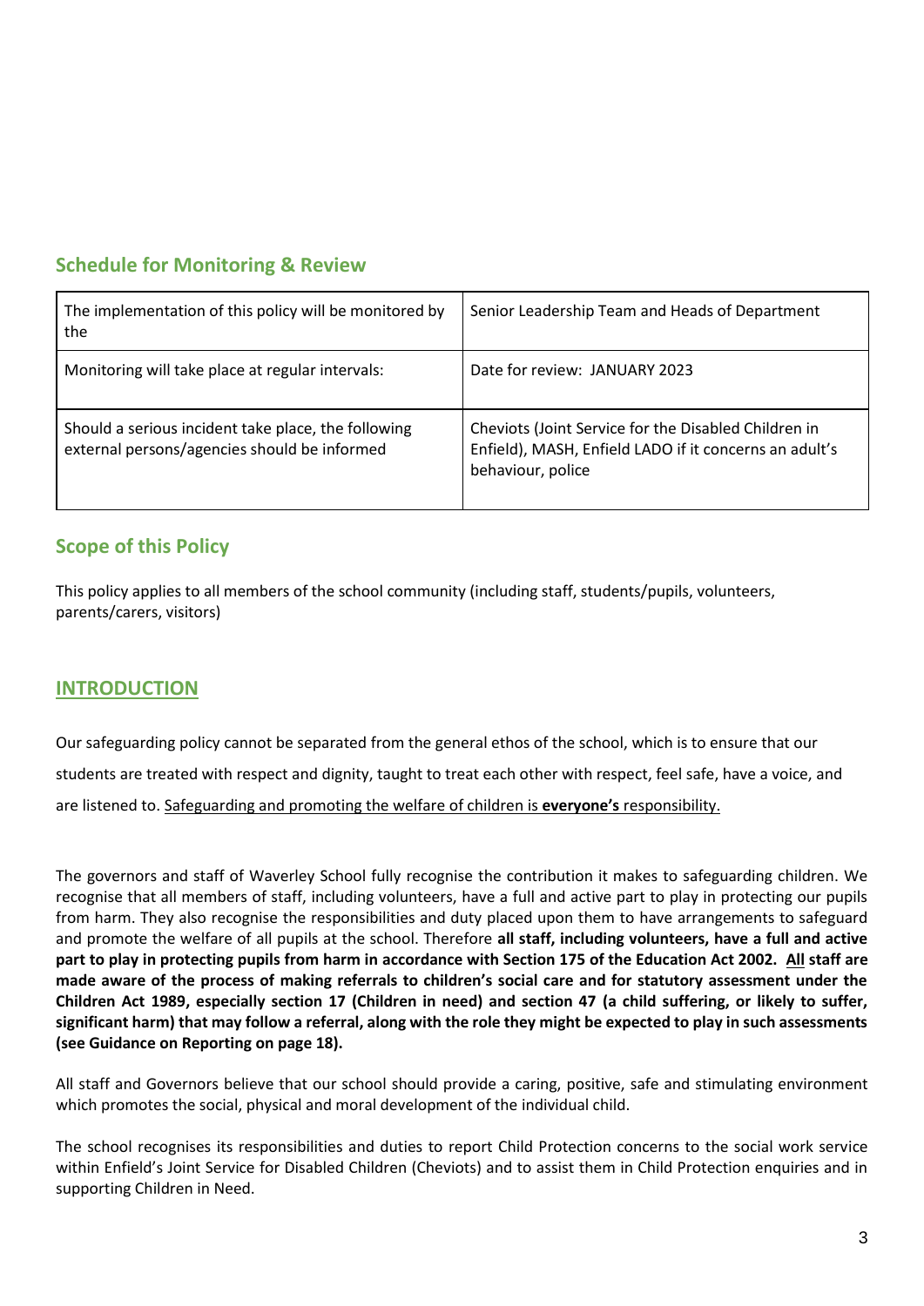## Schedule for Monitoring & Review

| The implementation of this policy will be monitored by the | Senior Leadership Team and Heads of Department |
|---|---|
| Monitoring will take place at regular intervals: | Date for review: JANUARY 2023 |
| Should a serious incident take place, the following external persons/agencies should be informed | Cheviots (Joint Service for the Disabled Children in Enfield), MASH, Enfield LADO if it concerns an adult's behaviour, police |

## Scope of this Policy

This policy applies to all members of the school community (including staff, students/pupils, volunteers, parents/carers, visitors)

## INTRODUCTION

Our safeguarding policy cannot be separated from the general ethos of the school, which is to ensure that our students are treated with respect and dignity, taught to treat each other with respect, feel safe, have a voice, and are listened to. Safeguarding and promoting the welfare of children is **everyone's** responsibility.

The governors and staff of Waverley School fully recognise the contribution it makes to safeguarding children. We recognise that all members of staff, including volunteers, have a full and active part to play in protecting our pupils from harm. They also recognise the responsibilities and duty placed upon them to have arrangements to safeguard and promote the welfare of all pupils at the school. Therefore **all staff, including volunteers, have a full and active part to play in protecting pupils from harm in accordance with Section 175 of the Education Act 2002. All staff are made aware of the process of making referrals to children's social care and for statutory assessment under the Children Act 1989, especially section 17 (Children in need) and section 47 (a child suffering, or likely to suffer, significant harm) that may follow a referral, along with the role they might be expected to play in such assessments (see Guidance on Reporting on page 18).**

All staff and Governors believe that our school should provide a caring, positive, safe and stimulating environment which promotes the social, physical and moral development of the individual child.

The school recognises its responsibilities and duties to report Child Protection concerns to the social work service within Enfield's Joint Service for Disabled Children (Cheviots) and to assist them in Child Protection enquiries and in supporting Children in Need.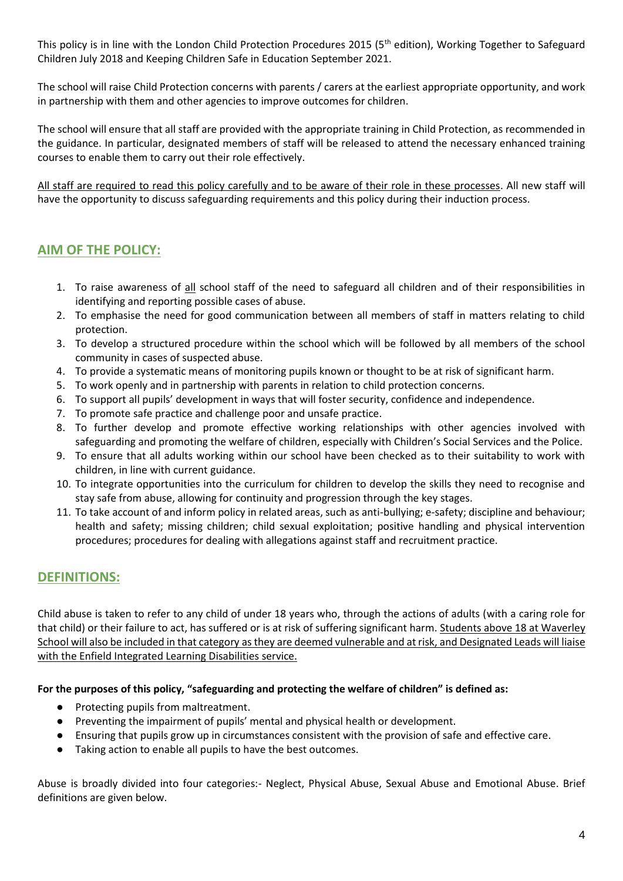This policy is in line with the London Child Protection Procedures 2015 (5th edition), Working Together to Safeguard Children July 2018 and Keeping Children Safe in Education September 2021.

The school will raise Child Protection concerns with parents / carers at the earliest appropriate opportunity, and work in partnership with them and other agencies to improve outcomes for children.

The school will ensure that all staff are provided with the appropriate training in Child Protection, as recommended in the guidance. In particular, designated members of staff will be released to attend the necessary enhanced training courses to enable them to carry out their role effectively.

<u>All staff are required to read this policy carefully and to be aware of their role in these processes</u>. All new staff will have the opportunity to discuss safeguarding requirements and this policy during their induction process.

## AIM OF THE POLICY:

1. To raise awareness of <u>all</u> school staff of the need to safeguard all children and of their responsibilities in identifying and reporting possible cases of abuse.
2. To emphasise the need for good communication between all members of staff in matters relating to child protection.
3. To develop a structured procedure within the school which will be followed by all members of the school community in cases of suspected abuse.
4. To provide a systematic means of monitoring pupils known or thought to be at risk of significant harm.
5. To work openly and in partnership with parents in relation to child protection concerns.
6. To support all pupils' development in ways that will foster security, confidence and independence.
7. To promote safe practice and challenge poor and unsafe practice.
8. To further develop and promote effective working relationships with other agencies involved with safeguarding and promoting the welfare of children, especially with Children's Social Services and the Police.
9. To ensure that all adults working within our school have been checked as to their suitability to work with children, in line with current guidance.
10. To integrate opportunities into the curriculum for children to develop the skills they need to recognise and stay safe from abuse, allowing for continuity and progression through the key stages.
11. To take account of and inform policy in related areas, such as anti-bullying; e-safety; discipline and behaviour; health and safety; missing children; child sexual exploitation; positive handling and physical intervention procedures; procedures for dealing with allegations against staff and recruitment practice.

## DEFINITIONS:

Child abuse is taken to refer to any child of under 18 years who, through the actions of adults (with a caring role for that child) or their failure to act, has suffered or is at risk of suffering significant harm. <u>Students above 18 at Waverley School will also be included in that category as they are deemed vulnerable and at risk, and Designated Leads will liaise with the Enfield Integrated Learning Disabilities service.</u>

**For the purposes of this policy, "safeguarding and protecting the welfare of children" is defined as:**

- Protecting pupils from maltreatment.
- Preventing the impairment of pupils' mental and physical health or development.
- Ensuring that pupils grow up in circumstances consistent with the provision of safe and effective care.
- Taking action to enable all pupils to have the best outcomes.

Abuse is broadly divided into four categories:- Neglect, Physical Abuse, Sexual Abuse and Emotional Abuse. Brief definitions are given below.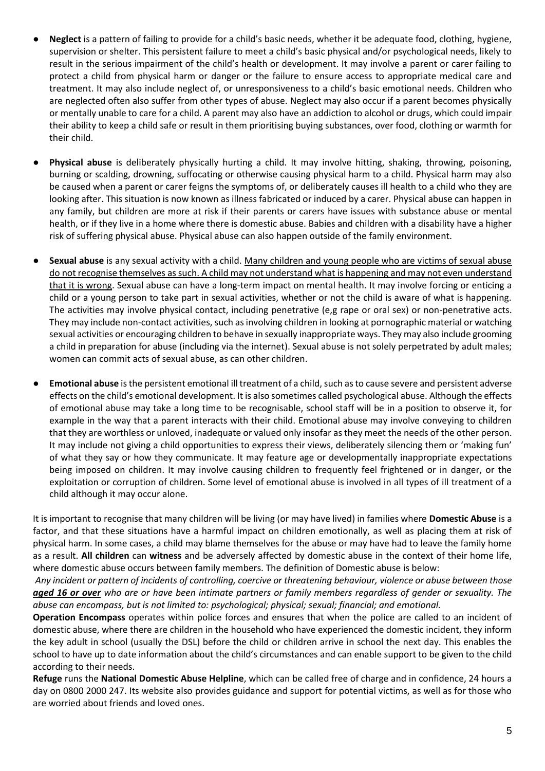- **Neglect** is a pattern of failing to provide for a child's basic needs, whether it be adequate food, clothing, hygiene, supervision or shelter. This persistent failure to meet a child's basic physical and/or psychological needs, likely to result in the serious impairment of the child's health or development. It may involve a parent or carer failing to protect a child from physical harm or danger or the failure to ensure access to appropriate medical care and treatment. It may also include neglect of, or unresponsiveness to a child's basic emotional needs. Children who are neglected often also suffer from other types of abuse. Neglect may also occur if a parent becomes physically or mentally unable to care for a child. A parent may also have an addiction to alcohol or drugs, which could impair their ability to keep a child safe or result in them prioritising buying substances, over food, clothing or warmth for their child.

- **Physical abuse** is deliberately physically hurting a child. It may involve hitting, shaking, throwing, poisoning, burning or scalding, drowning, suffocating or otherwise causing physical harm to a child. Physical harm may also be caused when a parent or carer feigns the symptoms of, or deliberately causes ill health to a child who they are looking after. This situation is now known as illness fabricated or induced by a carer. Physical abuse can happen in any family, but children are more at risk if their parents or carers have issues with substance abuse or mental health, or if they live in a home where there is domestic abuse. Babies and children with a disability have a higher risk of suffering physical abuse. Physical abuse can also happen outside of the family environment.

- **Sexual abuse** is any sexual activity with a child. <u>Many children and young people who are victims of sexual abuse do not recognise themselves as such. A child may not understand what is happening and may not even understand that it is wrong</u>. Sexual abuse can have a long-term impact on mental health. It may involve forcing or enticing a child or a young person to take part in sexual activities, whether or not the child is aware of what is happening. The activities may involve physical contact, including penetrative (e,g rape or oral sex) or non-penetrative acts. They may include non-contact activities, such as involving children in looking at pornographic material or watching sexual activities or encouraging children to behave in sexually inappropriate ways. They may also include grooming a child in preparation for abuse (including via the internet). Sexual abuse is not solely perpetrated by adult males; women can commit acts of sexual abuse, as can other children.

- **Emotional abuse** is the persistent emotional ill treatment of a child, such as to cause severe and persistent adverse effects on the child's emotional development. It is also sometimes called psychological abuse. Although the effects of emotional abuse may take a long time to be recognisable, school staff will be in a position to observe it, for example in the way that a parent interacts with their child. Emotional abuse may involve conveying to children that they are worthless or unloved, inadequate or valued only insofar as they meet the needs of the other person. It may include not giving a child opportunities to express their views, deliberately silencing them or 'making fun' of what they say or how they communicate. It may feature age or developmentally inappropriate expectations being imposed on children. It may involve causing children to frequently feel frightened or in danger, or the exploitation or corruption of children. Some level of emotional abuse is involved in all types of ill treatment of a child although it may occur alone.

It is important to recognise that many children will be living (or may have lived) in families where **Domestic Abuse** is a factor, and that these situations have a harmful impact on children emotionally, as well as placing them at risk of physical harm. In some cases, a child may blame themselves for the abuse or may have had to leave the family home as a result. **All children** can **witness** and be adversely affected by domestic abuse in the context of their home life, where domestic abuse occurs between family members. The definition of Domestic abuse is below:

*Any incident or pattern of incidents of controlling, coercive or threatening behaviour, violence or abuse between those* ***<u>aged 16 or over</u>*** *who are or have been intimate partners or family members regardless of gender or sexuality. The abuse can encompass, but is not limited to: psychological; physical; sexual; financial; and emotional.*

**Operation Encompass** operates within police forces and ensures that when the police are called to an incident of domestic abuse, where there are children in the household who have experienced the domestic incident, they inform the key adult in school (usually the DSL) before the child or children arrive in school the next day. This enables the school to have up to date information about the child's circumstances and can enable support to be given to the child according to their needs.

**Refuge** runs the **National Domestic Abuse Helpline**, which can be called free of charge and in confidence, 24 hours a day on 0800 2000 247. Its website also provides guidance and support for potential victims, as well as for those who are worried about friends and loved ones.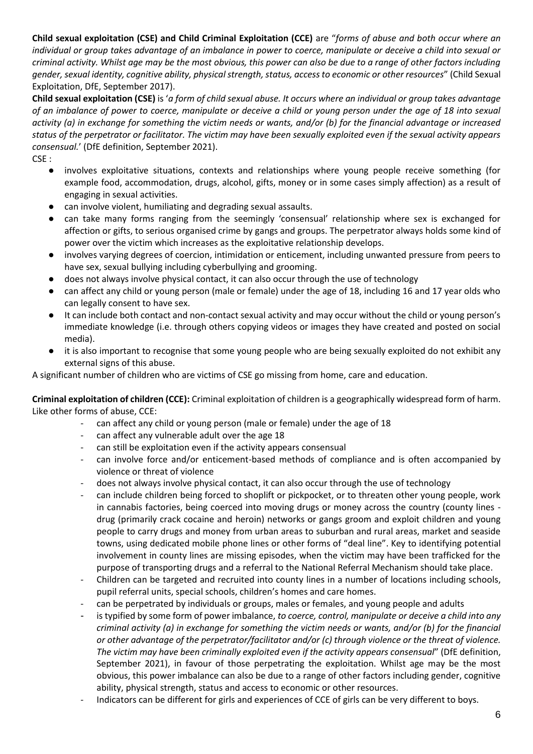**Child sexual exploitation (CSE) and Child Criminal Exploitation (CCE)** are "*forms of abuse and both occur where an individual or group takes advantage of an imbalance in power to coerce, manipulate or deceive a child into sexual or criminal activity. Whilst age may be the most obvious, this power can also be due to a range of other factors including gender, sexual identity, cognitive ability, physical strength, status, access to economic or other resources*" (Child Sexual Exploitation, DfE, September 2017).

**Child sexual exploitation (CSE)** is '*a form of child sexual abuse. It occurs where an individual or group takes advantage of an imbalance of power to coerce, manipulate or deceive a child or young person under the age of 18 into sexual activity (a) in exchange for something the victim needs or wants, and/or (b) for the financial advantage or increased status of the perpetrator or facilitator. The victim may have been sexually exploited even if the sexual activity appears consensual.*' (DfE definition, September 2021).

CSE :

- involves exploitative situations, contexts and relationships where young people receive something (for example food, accommodation, drugs, alcohol, gifts, money or in some cases simply affection) as a result of engaging in sexual activities.
- can involve violent, humiliating and degrading sexual assaults.
- can take many forms ranging from the seemingly 'consensual' relationship where sex is exchanged for affection or gifts, to serious organised crime by gangs and groups. The perpetrator always holds some kind of power over the victim which increases as the exploitative relationship develops.
- involves varying degrees of coercion, intimidation or enticement, including unwanted pressure from peers to have sex, sexual bullying including cyberbullying and grooming.
- does not always involve physical contact, it can also occur through the use of technology
- can affect any child or young person (male or female) under the age of 18, including 16 and 17 year olds who can legally consent to have sex.
- It can include both contact and non-contact sexual activity and may occur without the child or young person's immediate knowledge (i.e. through others copying videos or images they have created and posted on social media).
- it is also important to recognise that some young people who are being sexually exploited do not exhibit any external signs of this abuse.

A significant number of children who are victims of CSE go missing from home, care and education.

**Criminal exploitation of children (CCE):** Criminal exploitation of children is a geographically widespread form of harm. Like other forms of abuse, CCE:

- can affect any child or young person (male or female) under the age of 18
- can affect any vulnerable adult over the age 18
- can still be exploitation even if the activity appears consensual
- can involve force and/or enticement-based methods of compliance and is often accompanied by violence or threat of violence
- does not always involve physical contact, it can also occur through the use of technology
- can include children being forced to shoplift or pickpocket, or to threaten other young people, work in cannabis factories, being coerced into moving drugs or money across the country (county lines - drug (primarily crack cocaine and heroin) networks or gangs groom and exploit children and young people to carry drugs and money from urban areas to suburban and rural areas, market and seaside towns, using dedicated mobile phone lines or other forms of "deal line". Key to identifying potential involvement in county lines are missing episodes, when the victim may have been trafficked for the purpose of transporting drugs and a referral to the National Referral Mechanism should take place.
- Children can be targeted and recruited into county lines in a number of locations including schools, pupil referral units, special schools, children's homes and care homes.
- can be perpetrated by individuals or groups, males or females, and young people and adults
- is typified by some form of power imbalance, *to coerce, control, manipulate or deceive a child into any criminal activity (a) in exchange for something the victim needs or wants, and/or (b) for the financial or other advantage of the perpetrator/facilitator and/or (c) through violence or the threat of violence. The victim may have been criminally exploited even if the activity appears consensual*" (DfE definition, September 2021), in favour of those perpetrating the exploitation. Whilst age may be the most obvious, this power imbalance can also be due to a range of other factors including gender, cognitive ability, physical strength, status and access to economic or other resources.
- Indicators can be different for girls and experiences of CCE of girls can be very different to boys.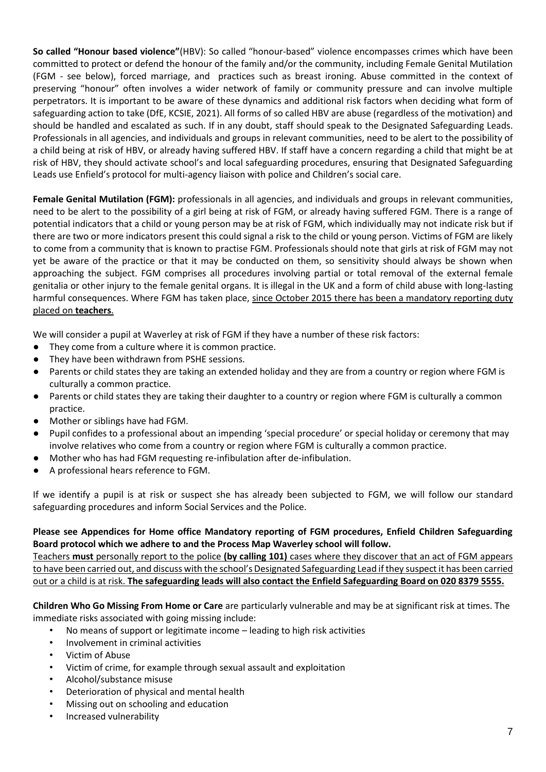**So called "Honour based violence"**(HBV): So called "honour-based" violence encompasses crimes which have been committed to protect or defend the honour of the family and/or the community, including Female Genital Mutilation (FGM - see below), forced marriage, and practices such as breast ironing. Abuse committed in the context of preserving "honour" often involves a wider network of family or community pressure and can involve multiple perpetrators. It is important to be aware of these dynamics and additional risk factors when deciding what form of safeguarding action to take (DfE, KCSIE, 2021). All forms of so called HBV are abuse (regardless of the motivation) and should be handled and escalated as such. If in any doubt, staff should speak to the Designated Safeguarding Leads. Professionals in all agencies, and individuals and groups in relevant communities, need to be alert to the possibility of a child being at risk of HBV, or already having suffered HBV. If staff have a concern regarding a child that might be at risk of HBV, they should activate school's and local safeguarding procedures, ensuring that Designated Safeguarding Leads use Enfield's protocol for multi-agency liaison with police and Children's social care.

**Female Genital Mutilation (FGM):** professionals in all agencies, and individuals and groups in relevant communities, need to be alert to the possibility of a girl being at risk of FGM, or already having suffered FGM. There is a range of potential indicators that a child or young person may be at risk of FGM, which individually may not indicate risk but if there are two or more indicators present this could signal a risk to the child or young person. Victims of FGM are likely to come from a community that is known to practise FGM. Professionals should note that girls at risk of FGM may not yet be aware of the practice or that it may be conducted on them, so sensitivity should always be shown when approaching the subject. FGM comprises all procedures involving partial or total removal of the external female genitalia or other injury to the female genital organs. It is illegal in the UK and a form of child abuse with long-lasting harmful consequences. Where FGM has taken place, <u>since October 2015 there has been a mandatory reporting duty placed on **teachers**.</u>

We will consider a pupil at Waverley at risk of FGM if they have a number of these risk factors:

- They come from a culture where it is common practice.
- They have been withdrawn from PSHE sessions.
- Parents or child states they are taking an extended holiday and they are from a country or region where FGM is culturally a common practice.
- Parents or child states they are taking their daughter to a country or region where FGM is culturally a common practice.
- Mother or siblings have had FGM.
- Pupil confides to a professional about an impending 'special procedure' or special holiday or ceremony that may involve relatives who come from a country or region where FGM is culturally a common practice.
- Mother who has had FGM requesting re-infibulation after de-infibulation.
- A professional hears reference to FGM.

If we identify a pupil is at risk or suspect she has already been subjected to FGM, we will follow our standard safeguarding procedures and inform Social Services and the Police.

**Please see Appendices for Home office Mandatory reporting of FGM procedures, Enfield Children Safeguarding Board protocol which we adhere to and the Process Map Waverley school will follow.**

<u>Teachers **must** personally report to the police **(by calling 101)** cases where they discover that an act of FGM appears to have been carried out, and discuss with the school's Designated Safeguarding Lead if they suspect it has been carried out or a child is at risk. **The safeguarding leads will also contact the Enfield Safeguarding Board on 020 8379 5555.**</u>

**Children Who Go Missing From Home or Care** are particularly vulnerable and may be at significant risk at times. The immediate risks associated with going missing include:

- No means of support or legitimate income – leading to high risk activities
- Involvement in criminal activities
- Victim of Abuse
- Victim of crime, for example through sexual assault and exploitation
- Alcohol/substance misuse
- Deterioration of physical and mental health
- Missing out on schooling and education
- Increased vulnerability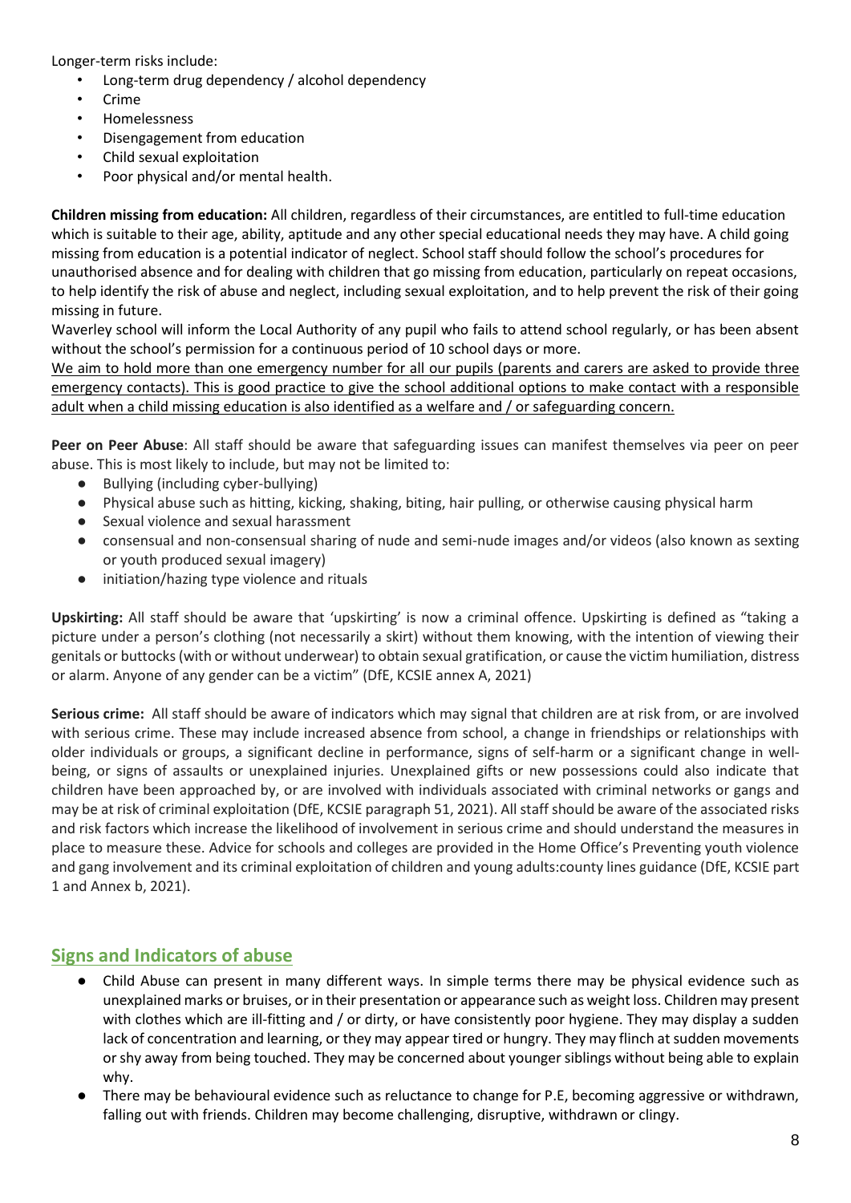Longer-term risks include:

- Long-term drug dependency / alcohol dependency
- Crime
- Homelessness
- Disengagement from education
- Child sexual exploitation
- Poor physical and/or mental health.

**Children missing from education:** All children, regardless of their circumstances, are entitled to full-time education which is suitable to their age, ability, aptitude and any other special educational needs they may have. A child going missing from education is a potential indicator of neglect. School staff should follow the school's procedures for unauthorised absence and for dealing with children that go missing from education, particularly on repeat occasions, to help identify the risk of abuse and neglect, including sexual exploitation, and to help prevent the risk of their going missing in future.

Waverley school will inform the Local Authority of any pupil who fails to attend school regularly, or has been absent without the school's permission for a continuous period of 10 school days or more.

<u>We aim to hold more than one emergency number for all our pupils (parents and carers are asked to provide three emergency contacts). This is good practice to give the school additional options to make contact with a responsible adult when a child missing education is also identified as a welfare and / or safeguarding concern.</u>

**Peer on Peer Abuse**: All staff should be aware that safeguarding issues can manifest themselves via peer on peer abuse. This is most likely to include, but may not be limited to:

- Bullying (including cyber-bullying)
- Physical abuse such as hitting, kicking, shaking, biting, hair pulling, or otherwise causing physical harm
- Sexual violence and sexual harassment
- consensual and non-consensual sharing of nude and semi-nude images and/or videos (also known as sexting or youth produced sexual imagery)
- initiation/hazing type violence and rituals

**Upskirting:** All staff should be aware that 'upskirting' is now a criminal offence. Upskirting is defined as "taking a picture under a person's clothing (not necessarily a skirt) without them knowing, with the intention of viewing their genitals or buttocks (with or without underwear) to obtain sexual gratification, or cause the victim humiliation, distress or alarm. Anyone of any gender can be a victim" (DfE, KCSIE annex A, 2021)

**Serious crime:** All staff should be aware of indicators which may signal that children are at risk from, or are involved with serious crime. These may include increased absence from school, a change in friendships or relationships with older individuals or groups, a significant decline in performance, signs of self-harm or a significant change in well-being, or signs of assaults or unexplained injuries. Unexplained gifts or new possessions could also indicate that children have been approached by, or are involved with individuals associated with criminal networks or gangs and may be at risk of criminal exploitation (DfE, KCSIE paragraph 51, 2021). All staff should be aware of the associated risks and risk factors which increase the likelihood of involvement in serious crime and should understand the measures in place to measure these. Advice for schools and colleges are provided in the Home Office's Preventing youth violence and gang involvement and its criminal exploitation of children and young adults:county lines guidance (DfE, KCSIE part 1 and Annex b, 2021).

## Signs and Indicators of abuse

- Child Abuse can present in many different ways. In simple terms there may be physical evidence such as unexplained marks or bruises, or in their presentation or appearance such as weight loss. Children may present with clothes which are ill-fitting and / or dirty, or have consistently poor hygiene. They may display a sudden lack of concentration and learning, or they may appear tired or hungry. They may flinch at sudden movements or shy away from being touched. They may be concerned about younger siblings without being able to explain why.
- There may be behavioural evidence such as reluctance to change for P.E, becoming aggressive or withdrawn, falling out with friends. Children may become challenging, disruptive, withdrawn or clingy.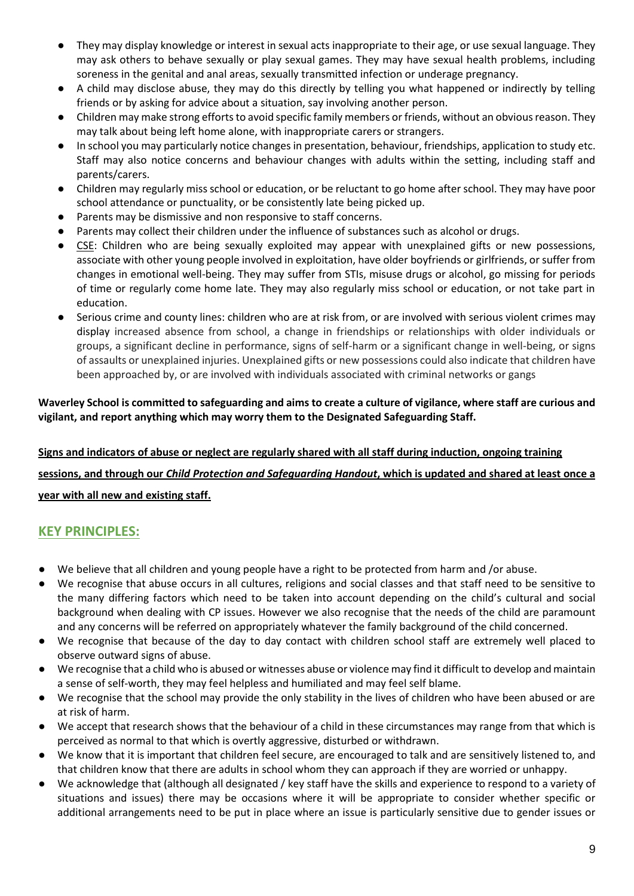- They may display knowledge or interest in sexual acts inappropriate to their age, or use sexual language. They may ask others to behave sexually or play sexual games. They may have sexual health problems, including soreness in the genital and anal areas, sexually transmitted infection or underage pregnancy.
- A child may disclose abuse, they may do this directly by telling you what happened or indirectly by telling friends or by asking for advice about a situation, say involving another person.
- Children may make strong efforts to avoid specific family members or friends, without an obvious reason. They may talk about being left home alone, with inappropriate carers or strangers.
- In school you may particularly notice changes in presentation, behaviour, friendships, application to study etc. Staff may also notice concerns and behaviour changes with adults within the setting, including staff and parents/carers.
- Children may regularly miss school or education, or be reluctant to go home after school. They may have poor school attendance or punctuality, or be consistently late being picked up.
- Parents may be dismissive and non responsive to staff concerns.
- Parents may collect their children under the influence of substances such as alcohol or drugs.
- <u>CSE</u>: Children who are being sexually exploited may appear with unexplained gifts or new possessions, associate with other young people involved in exploitation, have older boyfriends or girlfriends, or suffer from changes in emotional well-being. They may suffer from STIs, misuse drugs or alcohol, go missing for periods of time or regularly come home late. They may also regularly miss school or education, or not take part in education.
- Serious crime and county lines: children who are at risk from, or are involved with serious violent crimes may display increased absence from school, a change in friendships or relationships with older individuals or groups, a significant decline in performance, signs of self-harm or a significant change in well-being, or signs of assaults or unexplained injuries. Unexplained gifts or new possessions could also indicate that children have been approached by, or are involved with individuals associated with criminal networks or gangs

**Waverley School is committed to safeguarding and aims to create a culture of vigilance, where staff are curious and vigilant, and report anything which may worry them to the Designated Safeguarding Staff.**

**<u>Signs and indicators of abuse or neglect are regularly shared with all staff during induction, ongoing training sessions, and through our *Child Protection and Safeguarding Handout*, which is updated and shared at least once a year with all new and existing staff.</u>**

## KEY PRINCIPLES:

- We believe that all children and young people have a right to be protected from harm and /or abuse.
- We recognise that abuse occurs in all cultures, religions and social classes and that staff need to be sensitive to the many differing factors which need to be taken into account depending on the child's cultural and social background when dealing with CP issues. However we also recognise that the needs of the child are paramount and any concerns will be referred on appropriately whatever the family background of the child concerned.
- We recognise that because of the day to day contact with children school staff are extremely well placed to observe outward signs of abuse.
- We recognise that a child who is abused or witnesses abuse or violence may find it difficult to develop and maintain a sense of self-worth, they may feel helpless and humiliated and may feel self blame.
- We recognise that the school may provide the only stability in the lives of children who have been abused or are at risk of harm.
- We accept that research shows that the behaviour of a child in these circumstances may range from that which is perceived as normal to that which is overtly aggressive, disturbed or withdrawn.
- We know that it is important that children feel secure, are encouraged to talk and are sensitively listened to, and that children know that there are adults in school whom they can approach if they are worried or unhappy.
- We acknowledge that (although all designated / key staff have the skills and experience to respond to a variety of situations and issues) there may be occasions where it will be appropriate to consider whether specific or additional arrangements need to be put in place where an issue is particularly sensitive due to gender issues or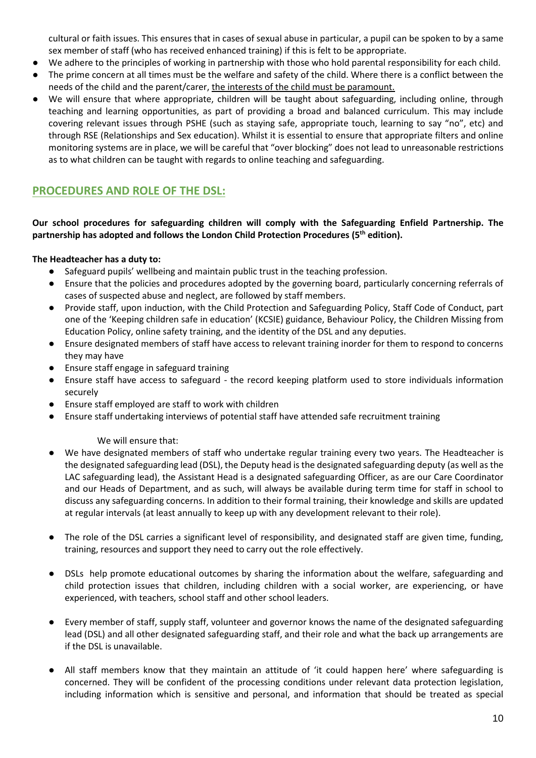cultural or faith issues. This ensures that in cases of sexual abuse in particular, a pupil can be spoken to by a same sex member of staff (who has received enhanced training) if this is felt to be appropriate.

- We adhere to the principles of working in partnership with those who hold parental responsibility for each child.
- The prime concern at all times must be the welfare and safety of the child. Where there is a conflict between the needs of the child and the parent/carer, the interests of the child must be paramount.
- We will ensure that where appropriate, children will be taught about safeguarding, including online, through teaching and learning opportunities, as part of providing a broad and balanced curriculum. This may include covering relevant issues through PSHE (such as staying safe, appropriate touch, learning to say "no", etc) and through RSE (Relationships and Sex education). Whilst it is essential to ensure that appropriate filters and online monitoring systems are in place, we will be careful that "over blocking" does not lead to unreasonable restrictions as to what children can be taught with regards to online teaching and safeguarding.

## PROCEDURES AND ROLE OF THE DSL:

**Our school procedures for safeguarding children will comply with the Safeguarding Enfield Partnership. The partnership has adopted and follows the London Child Protection Procedures (5th edition).**

**The Headteacher has a duty to:**

- Safeguard pupils' wellbeing and maintain public trust in the teaching profession.
- Ensure that the policies and procedures adopted by the governing board, particularly concerning referrals of cases of suspected abuse and neglect, are followed by staff members.
- Provide staff, upon induction, with the Child Protection and Safeguarding Policy, Staff Code of Conduct, part one of the 'Keeping children safe in education' (KCSIE) guidance, Behaviour Policy, the Children Missing from Education Policy, online safety training, and the identity of the DSL and any deputies.
- Ensure designated members of staff have access to relevant training inorder for them to respond to concerns they may have
- Ensure staff engage in safeguard training
- Ensure staff have access to safeguard - the record keeping platform used to store individuals information securely
- Ensure staff employed are staff to work with children
- Ensure staff undertaking interviews of potential staff have attended safe recruitment training

We will ensure that:

- We have designated members of staff who undertake regular training every two years. The Headteacher is the designated safeguarding lead (DSL), the Deputy head is the designated safeguarding deputy (as well as the LAC safeguarding lead), the Assistant Head is a designated safeguarding Officer, as are our Care Coordinator and our Heads of Department, and as such, will always be available during term time for staff in school to discuss any safeguarding concerns. In addition to their formal training, their knowledge and skills are updated at regular intervals (at least annually to keep up with any development relevant to their role).

- The role of the DSL carries a significant level of responsibility, and designated staff are given time, funding, training, resources and support they need to carry out the role effectively.

- DSLs help promote educational outcomes by sharing the information about the welfare, safeguarding and child protection issues that children, including children with a social worker, are experiencing, or have experienced, with teachers, school staff and other school leaders.

- Every member of staff, supply staff, volunteer and governor knows the name of the designated safeguarding lead (DSL) and all other designated safeguarding staff, and their role and what the back up arrangements are if the DSL is unavailable.

- All staff members know that they maintain an attitude of 'it could happen here' where safeguarding is concerned. They will be confident of the processing conditions under relevant data protection legislation, including information which is sensitive and personal, and information that should be treated as special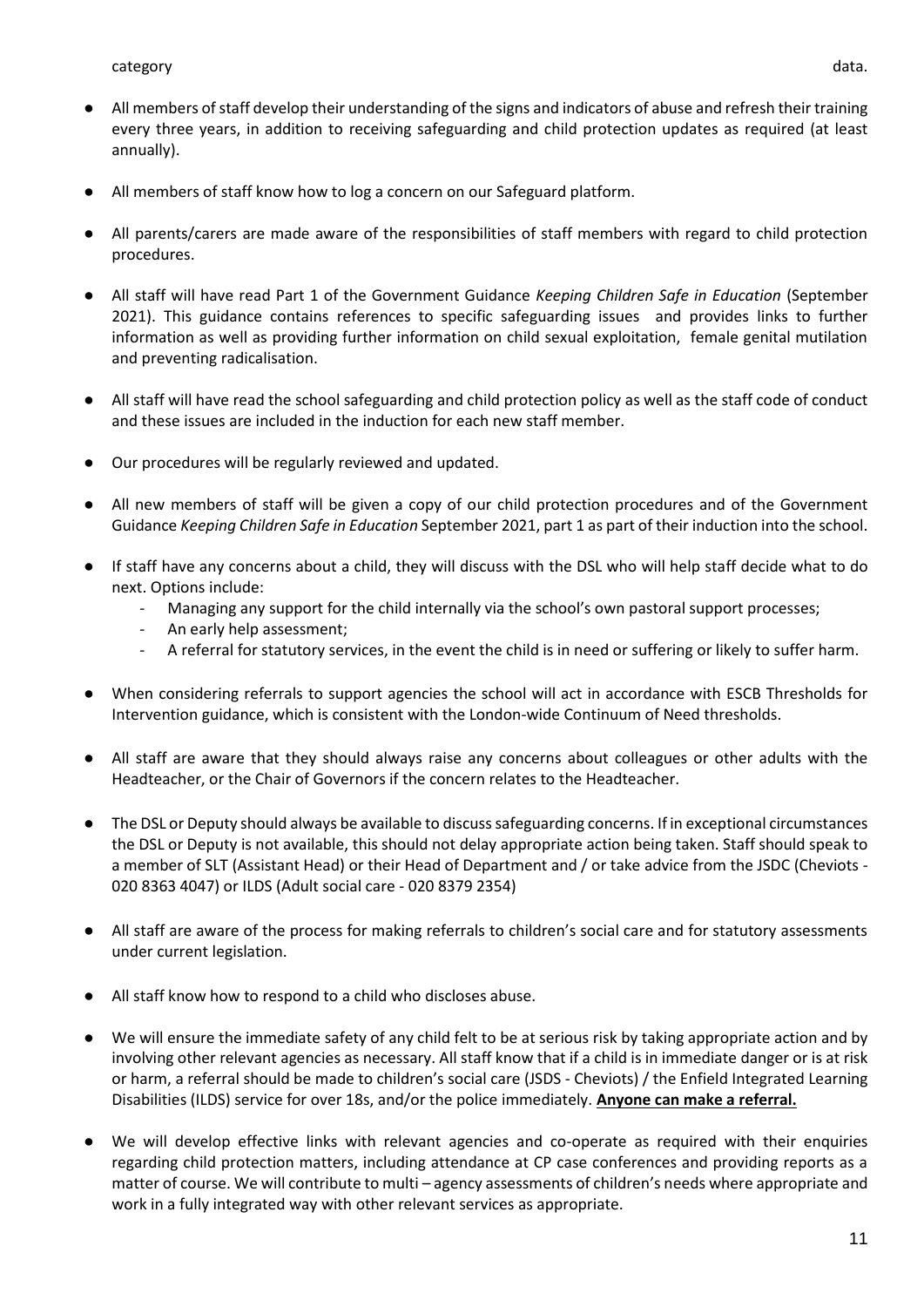category data.

- All members of staff develop their understanding of the signs and indicators of abuse and refresh their training every three years, in addition to receiving safeguarding and child protection updates as required (at least annually).
- All members of staff know how to log a concern on our Safeguard platform.
- All parents/carers are made aware of the responsibilities of staff members with regard to child protection procedures.
- All staff will have read Part 1 of the Government Guidance *Keeping Children Safe in Education* (September 2021). This guidance contains references to specific safeguarding issues and provides links to further information as well as providing further information on child sexual exploitation, female genital mutilation and preventing radicalisation.
- All staff will have read the school safeguarding and child protection policy as well as the staff code of conduct and these issues are included in the induction for each new staff member.
- Our procedures will be regularly reviewed and updated.
- All new members of staff will be given a copy of our child protection procedures and of the Government Guidance *Keeping Children Safe in Education* September 2021, part 1 as part of their induction into the school.
- If staff have any concerns about a child, they will discuss with the DSL who will help staff decide what to do next. Options include:
  - Managing any support for the child internally via the school's own pastoral support processes;
  - An early help assessment;
  - A referral for statutory services, in the event the child is in need or suffering or likely to suffer harm.
- When considering referrals to support agencies the school will act in accordance with ESCB Thresholds for Intervention guidance, which is consistent with the London-wide Continuum of Need thresholds.
- All staff are aware that they should always raise any concerns about colleagues or other adults with the Headteacher, or the Chair of Governors if the concern relates to the Headteacher.
- The DSL or Deputy should always be available to discuss safeguarding concerns. If in exceptional circumstances the DSL or Deputy is not available, this should not delay appropriate action being taken. Staff should speak to a member of SLT (Assistant Head) or their Head of Department and / or take advice from the JSDC (Cheviots - 020 8363 4047) or ILDS (Adult social care - 020 8379 2354)
- All staff are aware of the process for making referrals to children's social care and for statutory assessments under current legislation.
- All staff know how to respond to a child who discloses abuse.
- We will ensure the immediate safety of any child felt to be at serious risk by taking appropriate action and by involving other relevant agencies as necessary. All staff know that if a child is in immediate danger or is at risk or harm, a referral should be made to children's social care (JSDS - Cheviots) / the Enfield Integrated Learning Disabilities (ILDS) service for over 18s, and/or the police immediately. **Anyone can make a referral.**
- We will develop effective links with relevant agencies and co-operate as required with their enquiries regarding child protection matters, including attendance at CP case conferences and providing reports as a matter of course. We will contribute to multi – agency assessments of children's needs where appropriate and work in a fully integrated way with other relevant services as appropriate.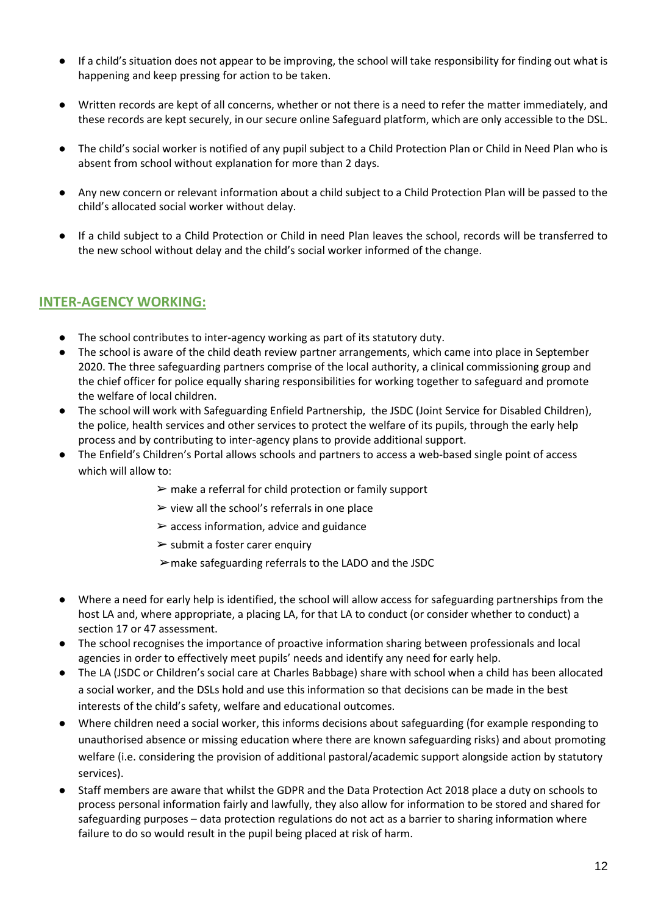- If a child's situation does not appear to be improving, the school will take responsibility for finding out what is happening and keep pressing for action to be taken.

- Written records are kept of all concerns, whether or not there is a need to refer the matter immediately, and these records are kept securely, in our secure online Safeguard platform, which are only accessible to the DSL.

- The child's social worker is notified of any pupil subject to a Child Protection Plan or Child in Need Plan who is absent from school without explanation for more than 2 days.

- Any new concern or relevant information about a child subject to a Child Protection Plan will be passed to the child's allocated social worker without delay.

- If a child subject to a Child Protection or Child in need Plan leaves the school, records will be transferred to the new school without delay and the child's social worker informed of the change.

## INTER-AGENCY WORKING:

- The school contributes to inter-agency working as part of its statutory duty.
- The school is aware of the child death review partner arrangements, which came into place in September 2020. The three safeguarding partners comprise of the local authority, a clinical commissioning group and the chief officer for police equally sharing responsibilities for working together to safeguard and promote the welfare of local children.
- The school will work with Safeguarding Enfield Partnership, the JSDC (Joint Service for Disabled Children), the police, health services and other services to protect the welfare of its pupils, through the early help process and by contributing to inter-agency plans to provide additional support.
- The Enfield's Children's Portal allows schools and partners to access a web-based single point of access which will allow to:
  - ➢ make a referral for child protection or family support
  - ➢ view all the school's referrals in one place
  - ➢ access information, advice and guidance
  - ➢ submit a foster carer enquiry
  - ➢ make safeguarding referrals to the LADO and the JSDC

- Where a need for early help is identified, the school will allow access for safeguarding partnerships from the host LA and, where appropriate, a placing LA, for that LA to conduct (or consider whether to conduct) a section 17 or 47 assessment.
- The school recognises the importance of proactive information sharing between professionals and local agencies in order to effectively meet pupils' needs and identify any need for early help.
- The LA (JSDC or Children's social care at Charles Babbage) share with school when a child has been allocated a social worker, and the DSLs hold and use this information so that decisions can be made in the best interests of the child's safety, welfare and educational outcomes.
- Where children need a social worker, this informs decisions about safeguarding (for example responding to unauthorised absence or missing education where there are known safeguarding risks) and about promoting welfare (i.e. considering the provision of additional pastoral/academic support alongside action by statutory services).
- Staff members are aware that whilst the GDPR and the Data Protection Act 2018 place a duty on schools to process personal information fairly and lawfully, they also allow for information to be stored and shared for safeguarding purposes – data protection regulations do not act as a barrier to sharing information where failure to do so would result in the pupil being placed at risk of harm.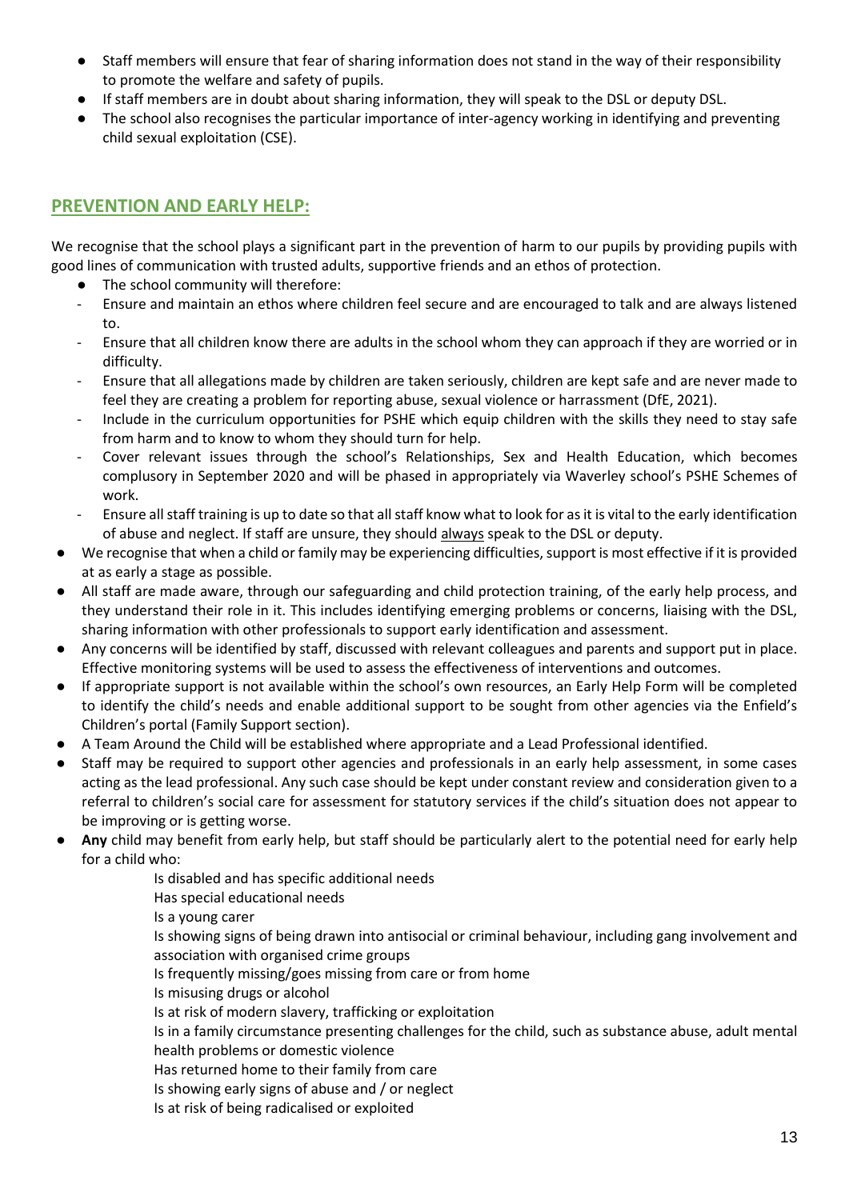- Staff members will ensure that fear of sharing information does not stand in the way of their responsibility to promote the welfare and safety of pupils.
- If staff members are in doubt about sharing information, they will speak to the DSL or deputy DSL.
- The school also recognises the particular importance of inter-agency working in identifying and preventing child sexual exploitation (CSE).

## PREVENTION AND EARLY HELP:

We recognise that the school plays a significant part in the prevention of harm to our pupils by providing pupils with good lines of communication with trusted adults, supportive friends and an ethos of protection.

- The school community will therefore:
  - Ensure and maintain an ethos where children feel secure and are encouraged to talk and are always listened to.
  - Ensure that all children know there are adults in the school whom they can approach if they are worried or in difficulty.
  - Ensure that all allegations made by children are taken seriously, children are kept safe and are never made to feel they are creating a problem for reporting abuse, sexual violence or harrassment (DfE, 2021).
  - Include in the curriculum opportunities for PSHE which equip children with the skills they need to stay safe from harm and to know to whom they should turn for help.
  - Cover relevant issues through the school's Relationships, Sex and Health Education, which becomes complusory in September 2020 and will be phased in appropriately via Waverley school's PSHE Schemes of work.
  - Ensure all staff training is up to date so that all staff know what to look for as it is vital to the early identification of abuse and neglect. If staff are unsure, they should always speak to the DSL or deputy.
- We recognise that when a child or family may be experiencing difficulties, support is most effective if it is provided at as early a stage as possible.
- All staff are made aware, through our safeguarding and child protection training, of the early help process, and they understand their role in it. This includes identifying emerging problems or concerns, liaising with the DSL, sharing information with other professionals to support early identification and assessment.
- Any concerns will be identified by staff, discussed with relevant colleagues and parents and support put in place. Effective monitoring systems will be used to assess the effectiveness of interventions and outcomes.
- If appropriate support is not available within the school's own resources, an Early Help Form will be completed to identify the child's needs and enable additional support to be sought from other agencies via the Enfield's Children's portal (Family Support section).
- A Team Around the Child will be established where appropriate and a Lead Professional identified.
- Staff may be required to support other agencies and professionals in an early help assessment, in some cases acting as the lead professional. Any such case should be kept under constant review and consideration given to a referral to children's social care for assessment for statutory services if the child's situation does not appear to be improving or is getting worse.
- **Any** child may benefit from early help, but staff should be particularly alert to the potential need for early help for a child who:
  - Is disabled and has specific additional needs
  - Has special educational needs
  - Is a young carer
  - Is showing signs of being drawn into antisocial or criminal behaviour, including gang involvement and association with organised crime groups
  - Is frequently missing/goes missing from care or from home
  - Is misusing drugs or alcohol
  - Is at risk of modern slavery, trafficking or exploitation
  - Is in a family circumstance presenting challenges for the child, such as substance abuse, adult mental health problems or domestic violence
  - Has returned home to their family from care
  - Is showing early signs of abuse and / or neglect
  - Is at risk of being radicalised or exploited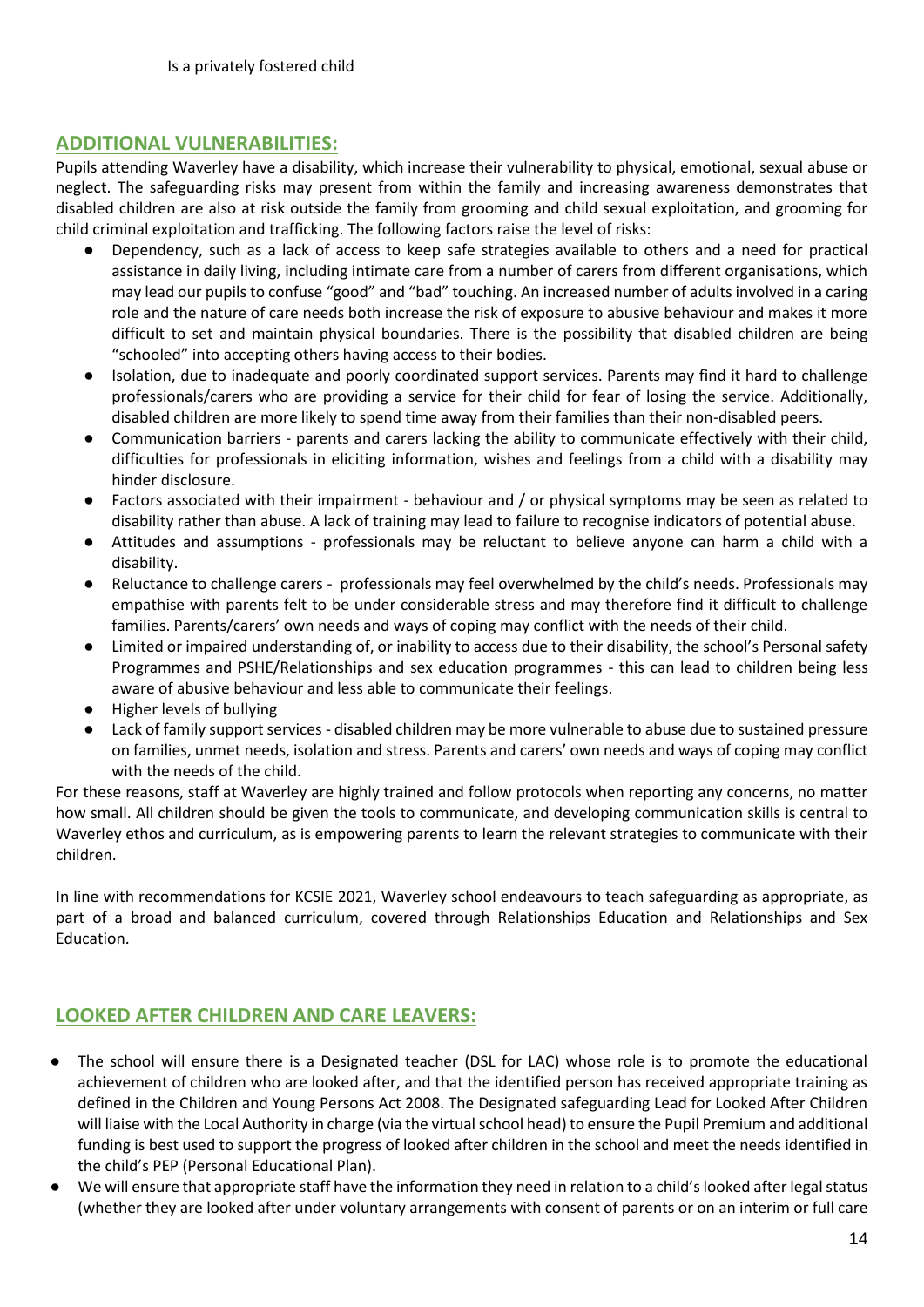Is a privately fostered child

## ADDITIONAL VULNERABILITIES:

Pupils attending Waverley have a disability, which increase their vulnerability to physical, emotional, sexual abuse or neglect. The safeguarding risks may present from within the family and increasing awareness demonstrates that disabled children are also at risk outside the family from grooming and child sexual exploitation, and grooming for child criminal exploitation and trafficking. The following factors raise the level of risks:

- Dependency, such as a lack of access to keep safe strategies available to others and a need for practical assistance in daily living, including intimate care from a number of carers from different organisations, which may lead our pupils to confuse "good" and "bad" touching. An increased number of adults involved in a caring role and the nature of care needs both increase the risk of exposure to abusive behaviour and makes it more difficult to set and maintain physical boundaries. There is the possibility that disabled children are being "schooled" into accepting others having access to their bodies.
- Isolation, due to inadequate and poorly coordinated support services. Parents may find it hard to challenge professionals/carers who are providing a service for their child for fear of losing the service. Additionally, disabled children are more likely to spend time away from their families than their non-disabled peers.
- Communication barriers - parents and carers lacking the ability to communicate effectively with their child, difficulties for professionals in eliciting information, wishes and feelings from a child with a disability may hinder disclosure.
- Factors associated with their impairment - behaviour and / or physical symptoms may be seen as related to disability rather than abuse. A lack of training may lead to failure to recognise indicators of potential abuse.
- Attitudes and assumptions - professionals may be reluctant to believe anyone can harm a child with a disability.
- Reluctance to challenge carers - professionals may feel overwhelmed by the child's needs. Professionals may empathise with parents felt to be under considerable stress and may therefore find it difficult to challenge families. Parents/carers' own needs and ways of coping may conflict with the needs of their child.
- Limited or impaired understanding of, or inability to access due to their disability, the school's Personal safety Programmes and PSHE/Relationships and sex education programmes - this can lead to children being less aware of abusive behaviour and less able to communicate their feelings.
- Higher levels of bullying
- Lack of family support services - disabled children may be more vulnerable to abuse due to sustained pressure on families, unmet needs, isolation and stress. Parents and carers' own needs and ways of coping may conflict with the needs of the child.

For these reasons, staff at Waverley are highly trained and follow protocols when reporting any concerns, no matter how small. All children should be given the tools to communicate, and developing communication skills is central to Waverley ethos and curriculum, as is empowering parents to learn the relevant strategies to communicate with their children.

In line with recommendations for KCSIE 2021, Waverley school endeavours to teach safeguarding as appropriate, as part of a broad and balanced curriculum, covered through Relationships Education and Relationships and Sex Education.

## LOOKED AFTER CHILDREN AND CARE LEAVERS:

- The school will ensure there is a Designated teacher (DSL for LAC) whose role is to promote the educational achievement of children who are looked after, and that the identified person has received appropriate training as defined in the Children and Young Persons Act 2008. The Designated safeguarding Lead for Looked After Children will liaise with the Local Authority in charge (via the virtual school head) to ensure the Pupil Premium and additional funding is best used to support the progress of looked after children in the school and meet the needs identified in the child's PEP (Personal Educational Plan).
- We will ensure that appropriate staff have the information they need in relation to a child's looked after legal status (whether they are looked after under voluntary arrangements with consent of parents or on an interim or full care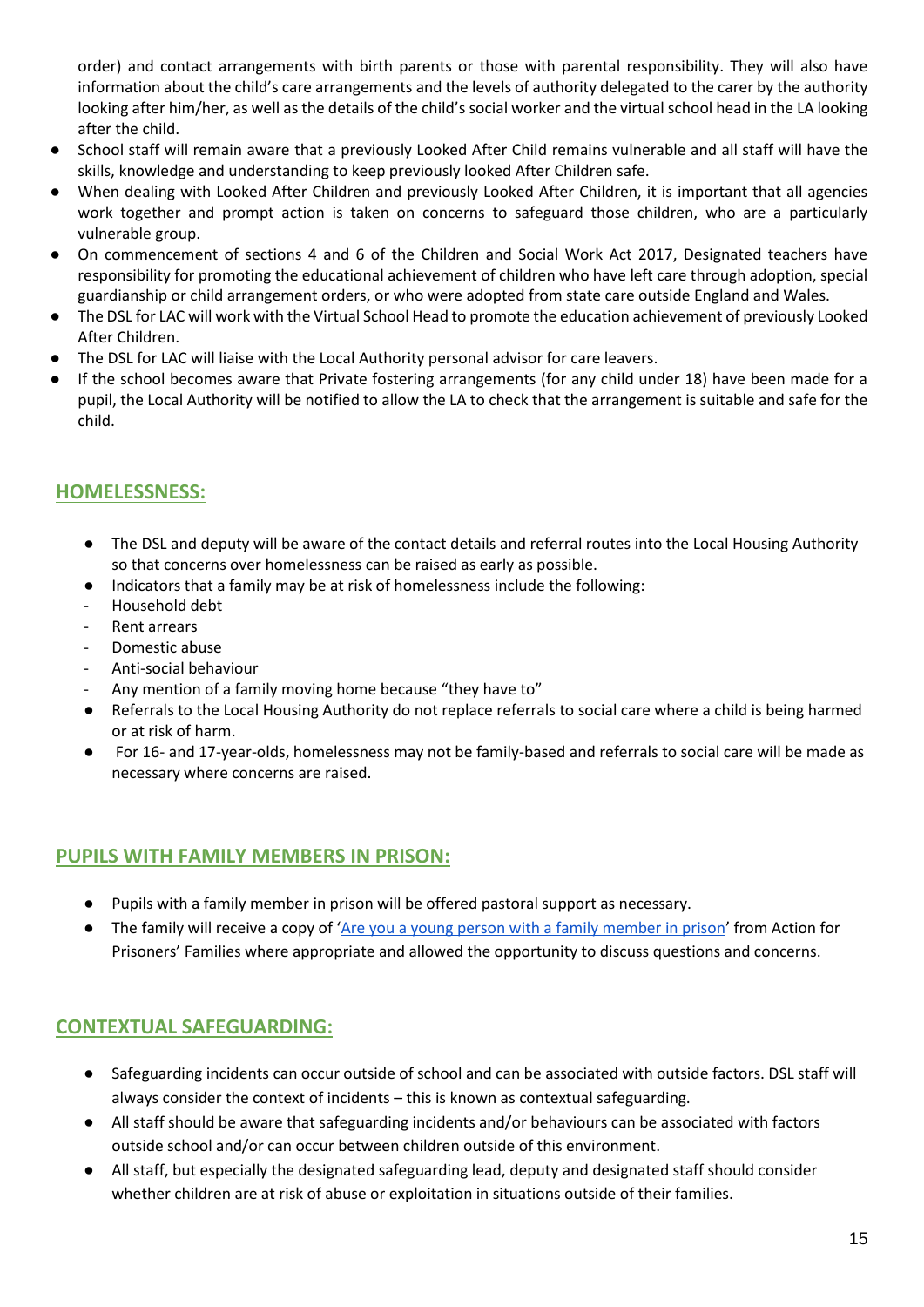order) and contact arrangements with birth parents or those with parental responsibility. They will also have information about the child's care arrangements and the levels of authority delegated to the carer by the authority looking after him/her, as well as the details of the child's social worker and the virtual school head in the LA looking after the child.

- School staff will remain aware that a previously Looked After Child remains vulnerable and all staff will have the skills, knowledge and understanding to keep previously looked After Children safe.
- When dealing with Looked After Children and previously Looked After Children, it is important that all agencies work together and prompt action is taken on concerns to safeguard those children, who are a particularly vulnerable group.
- On commencement of sections 4 and 6 of the Children and Social Work Act 2017, Designated teachers have responsibility for promoting the educational achievement of children who have left care through adoption, special guardianship or child arrangement orders, or who were adopted from state care outside England and Wales.
- The DSL for LAC will work with the Virtual School Head to promote the education achievement of previously Looked After Children.
- The DSL for LAC will liaise with the Local Authority personal advisor for care leavers.
- If the school becomes aware that Private fostering arrangements (for any child under 18) have been made for a pupil, the Local Authority will be notified to allow the LA to check that the arrangement is suitable and safe for the child.

## HOMELESSNESS:

- The DSL and deputy will be aware of the contact details and referral routes into the Local Housing Authority so that concerns over homelessness can be raised as early as possible.
- Indicators that a family may be at risk of homelessness include the following:
  - Household debt
  - Rent arrears
  - Domestic abuse
  - Anti-social behaviour
  - Any mention of a family moving home because "they have to"
- Referrals to the Local Housing Authority do not replace referrals to social care where a child is being harmed or at risk of harm.
- For 16- and 17-year-olds, homelessness may not be family-based and referrals to social care will be made as necessary where concerns are raised.

## PUPILS WITH FAMILY MEMBERS IN PRISON:

- Pupils with a family member in prison will be offered pastoral support as necessary.
- The family will receive a copy of 'Are you a young person with a family member in prison' from Action for Prisoners' Families where appropriate and allowed the opportunity to discuss questions and concerns.

## CONTEXTUAL SAFEGUARDING:

- Safeguarding incidents can occur outside of school and can be associated with outside factors. DSL staff will always consider the context of incidents – this is known as contextual safeguarding.
- All staff should be aware that safeguarding incidents and/or behaviours can be associated with factors outside school and/or can occur between children outside of this environment.
- All staff, but especially the designated safeguarding lead, deputy and designated staff should consider whether children are at risk of abuse or exploitation in situations outside of their families.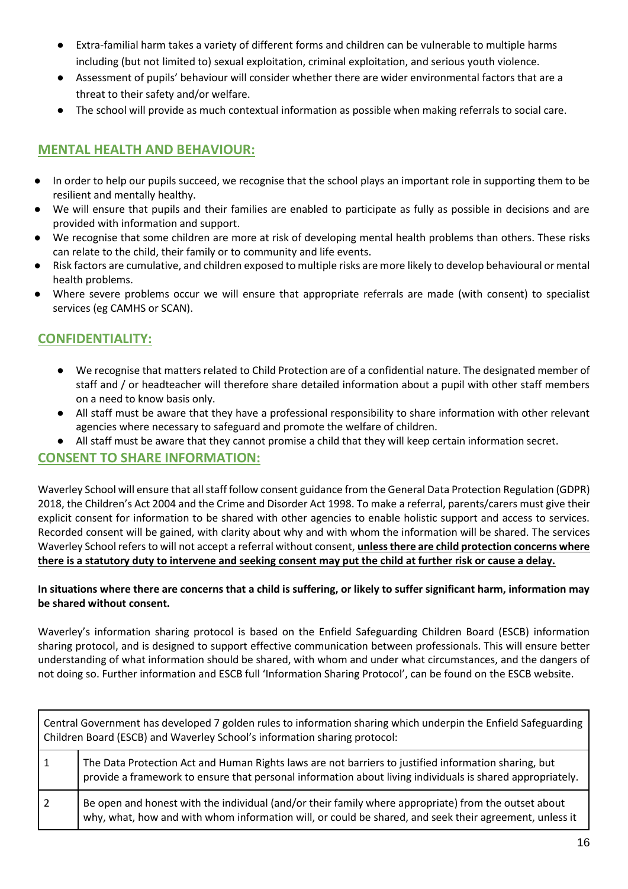- Extra-familial harm takes a variety of different forms and children can be vulnerable to multiple harms including (but not limited to) sexual exploitation, criminal exploitation, and serious youth violence.
- Assessment of pupils' behaviour will consider whether there are wider environmental factors that are a threat to their safety and/or welfare.
- The school will provide as much contextual information as possible when making referrals to social care.

## MENTAL HEALTH AND BEHAVIOUR:

- In order to help our pupils succeed, we recognise that the school plays an important role in supporting them to be resilient and mentally healthy.
- We will ensure that pupils and their families are enabled to participate as fully as possible in decisions and are provided with information and support.
- We recognise that some children are more at risk of developing mental health problems than others. These risks can relate to the child, their family or to community and life events.
- Risk factors are cumulative, and children exposed to multiple risks are more likely to develop behavioural or mental health problems.
- Where severe problems occur we will ensure that appropriate referrals are made (with consent) to specialist services (eg CAMHS or SCAN).

## CONFIDENTIALITY:

- We recognise that matters related to Child Protection are of a confidential nature. The designated member of staff and / or headteacher will therefore share detailed information about a pupil with other staff members on a need to know basis only.
- All staff must be aware that they have a professional responsibility to share information with other relevant agencies where necessary to safeguard and promote the welfare of children.
- All staff must be aware that they cannot promise a child that they will keep certain information secret.

## CONSENT TO SHARE INFORMATION:

Waverley School will ensure that all staff follow consent guidance from the General Data Protection Regulation (GDPR) 2018, the Children's Act 2004 and the Crime and Disorder Act 1998. To make a referral, parents/carers must give their explicit consent for information to be shared with other agencies to enable holistic support and access to services. Recorded consent will be gained, with clarity about why and with whom the information will be shared. The services Waverley School refers to will not accept a referral without consent, **unless there are child protection concerns where there is a statutory duty to intervene and seeking consent may put the child at further risk or cause a delay.**

**In situations where there are concerns that a child is suffering, or likely to suffer significant harm, information may be shared without consent.**

Waverley's information sharing protocol is based on the Enfield Safeguarding Children Board (ESCB) information sharing protocol, and is designed to support effective communication between professionals. This will ensure better understanding of what information should be shared, with whom and under what circumstances, and the dangers of not doing so. Further information and ESCB full 'Information Sharing Protocol', can be found on the ESCB website.

| Central Government has developed 7 golden rules to information sharing which underpin the Enfield Safeguarding Children Board (ESCB) and Waverley School's information sharing protocol: | |
|---|---|
| 1 | The Data Protection Act and Human Rights laws are not barriers to justified information sharing, but provide a framework to ensure that personal information about living individuals is shared appropriately. |
| 2 | Be open and honest with the individual (and/or their family where appropriate) from the outset about why, what, how and with whom information will, or could be shared, and seek their agreement, unless it |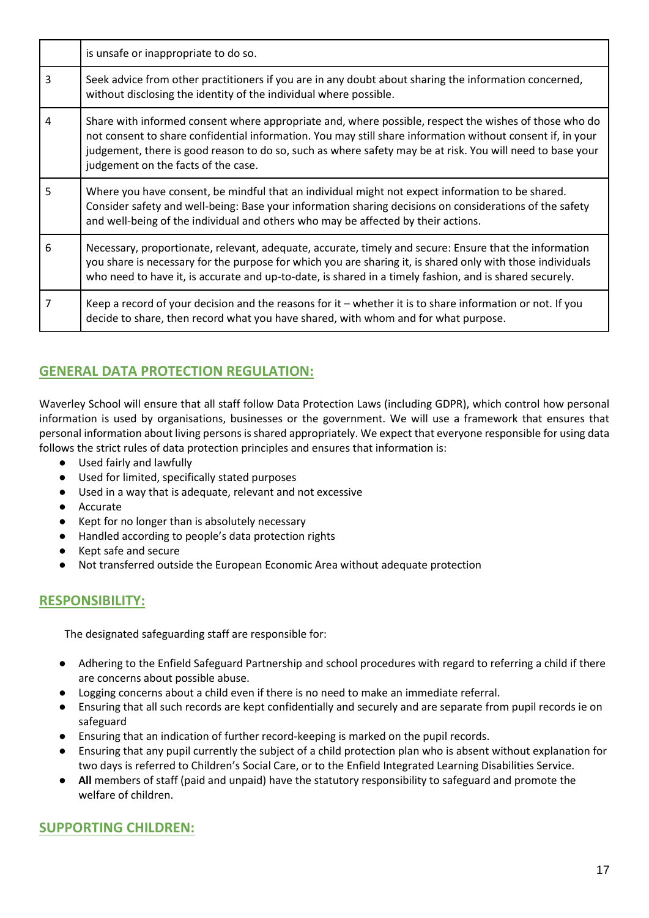|   |   |
|---|---|
|   | is unsafe or inappropriate to do so. |
| 3 | Seek advice from other practitioners if you are in any doubt about sharing the information concerned, without disclosing the identity of the individual where possible. |
| 4 | Share with informed consent where appropriate and, where possible, respect the wishes of those who do not consent to share confidential information. You may still share information without consent if, in your judgement, there is good reason to do so, such as where safety may be at risk. You will need to base your judgement on the facts of the case. |
| 5 | Where you have consent, be mindful that an individual might not expect information to be shared. Consider safety and well-being: Base your information sharing decisions on considerations of the safety and well-being of the individual and others who may be affected by their actions. |
| 6 | Necessary, proportionate, relevant, adequate, accurate, timely and secure: Ensure that the information you share is necessary for the purpose for which you are sharing it, is shared only with those individuals who need to have it, is accurate and up-to-date, is shared in a timely fashion, and is shared securely. |
| 7 | Keep a record of your decision and the reasons for it – whether it is to share information or not. If you decide to share, then record what you have shared, with whom and for what purpose. |

## GENERAL DATA PROTECTION REGULATION:

Waverley School will ensure that all staff follow Data Protection Laws (including GDPR), which control how personal information is used by organisations, businesses or the government. We will use a framework that ensures that personal information about living persons is shared appropriately. We expect that everyone responsible for using data follows the strict rules of data protection principles and ensures that information is:

- Used fairly and lawfully
- Used for limited, specifically stated purposes
- Used in a way that is adequate, relevant and not excessive
- Accurate
- Kept for no longer than is absolutely necessary
- Handled according to people's data protection rights
- Kept safe and secure
- Not transferred outside the European Economic Area without adequate protection

## RESPONSIBILITY:

The designated safeguarding staff are responsible for:

- Adhering to the Enfield Safeguard Partnership and school procedures with regard to referring a child if there are concerns about possible abuse.
- Logging concerns about a child even if there is no need to make an immediate referral.
- Ensuring that all such records are kept confidentially and securely and are separate from pupil records ie on safeguard
- Ensuring that an indication of further record-keeping is marked on the pupil records.
- Ensuring that any pupil currently the subject of a child protection plan who is absent without explanation for two days is referred to Children's Social Care, or to the Enfield Integrated Learning Disabilities Service.
- **All** members of staff (paid and unpaid) have the statutory responsibility to safeguard and promote the welfare of children.

## SUPPORTING CHILDREN: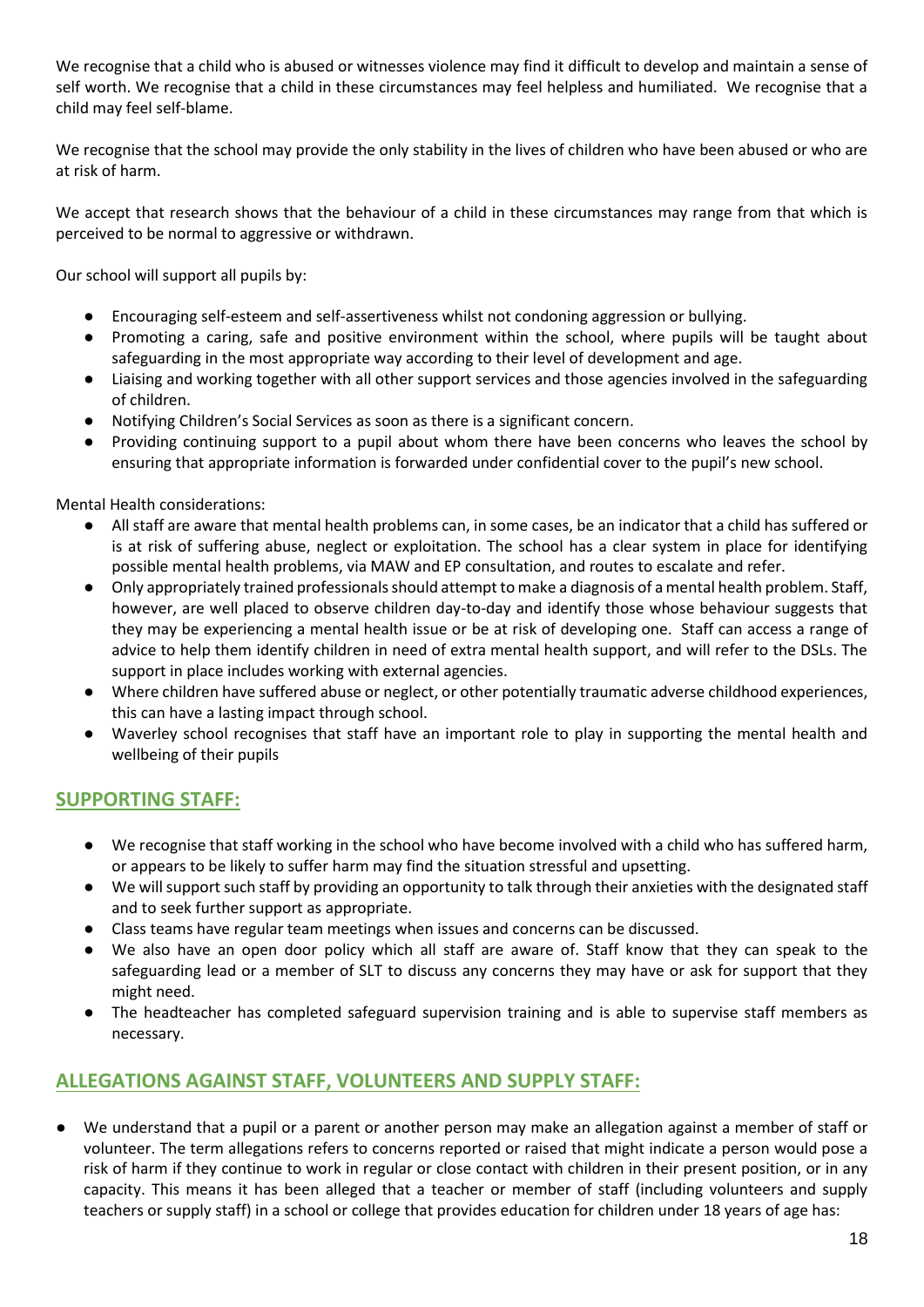We recognise that a child who is abused or witnesses violence may find it difficult to develop and maintain a sense of self worth. We recognise that a child in these circumstances may feel helpless and humiliated. We recognise that a child may feel self-blame.

We recognise that the school may provide the only stability in the lives of children who have been abused or who are at risk of harm.

We accept that research shows that the behaviour of a child in these circumstances may range from that which is perceived to be normal to aggressive or withdrawn.

Our school will support all pupils by:

- Encouraging self-esteem and self-assertiveness whilst not condoning aggression or bullying.
- Promoting a caring, safe and positive environment within the school, where pupils will be taught about safeguarding in the most appropriate way according to their level of development and age.
- Liaising and working together with all other support services and those agencies involved in the safeguarding of children.
- Notifying Children's Social Services as soon as there is a significant concern.
- Providing continuing support to a pupil about whom there have been concerns who leaves the school by ensuring that appropriate information is forwarded under confidential cover to the pupil's new school.

Mental Health considerations:

- All staff are aware that mental health problems can, in some cases, be an indicator that a child has suffered or is at risk of suffering abuse, neglect or exploitation. The school has a clear system in place for identifying possible mental health problems, via MAW and EP consultation, and routes to escalate and refer.
- Only appropriately trained professionals should attempt to make a diagnosis of a mental health problem. Staff, however, are well placed to observe children day-to-day and identify those whose behaviour suggests that they may be experiencing a mental health issue or be at risk of developing one. Staff can access a range of advice to help them identify children in need of extra mental health support, and will refer to the DSLs. The support in place includes working with external agencies.
- Where children have suffered abuse or neglect, or other potentially traumatic adverse childhood experiences, this can have a lasting impact through school.
- Waverley school recognises that staff have an important role to play in supporting the mental health and wellbeing of their pupils

## SUPPORTING STAFF:

- We recognise that staff working in the school who have become involved with a child who has suffered harm, or appears to be likely to suffer harm may find the situation stressful and upsetting.
- We will support such staff by providing an opportunity to talk through their anxieties with the designated staff and to seek further support as appropriate.
- Class teams have regular team meetings when issues and concerns can be discussed.
- We also have an open door policy which all staff are aware of. Staff know that they can speak to the safeguarding lead or a member of SLT to discuss any concerns they may have or ask for support that they might need.
- The headteacher has completed safeguard supervision training and is able to supervise staff members as necessary.

## ALLEGATIONS AGAINST STAFF, VOLUNTEERS AND SUPPLY STAFF:

- We understand that a pupil or a parent or another person may make an allegation against a member of staff or volunteer. The term allegations refers to concerns reported or raised that might indicate a person would pose a risk of harm if they continue to work in regular or close contact with children in their present position, or in any capacity. This means it has been alleged that a teacher or member of staff (including volunteers and supply teachers or supply staff) in a school or college that provides education for children under 18 years of age has: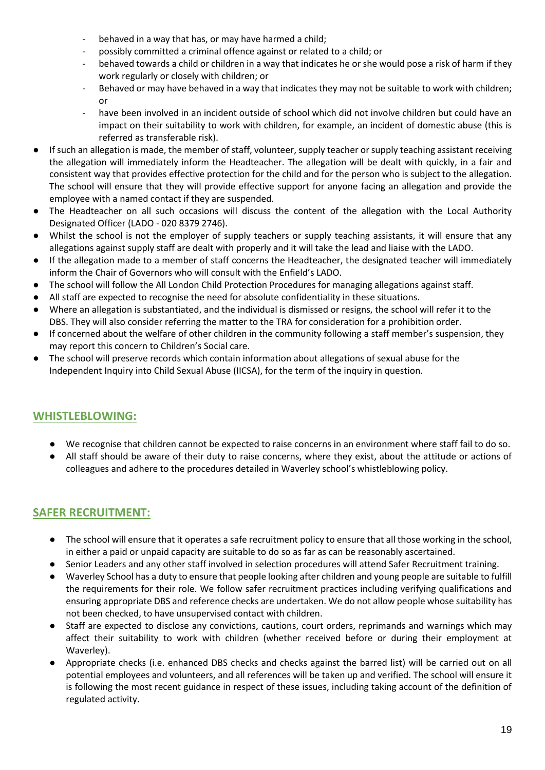- behaved in a way that has, or may have harmed a child;
- possibly committed a criminal offence against or related to a child; or
- behaved towards a child or children in a way that indicates he or she would pose a risk of harm if they work regularly or closely with children; or
- Behaved or may have behaved in a way that indicates they may not be suitable to work with children; or
- have been involved in an incident outside of school which did not involve children but could have an impact on their suitability to work with children, for example, an incident of domestic abuse (this is referred as transferable risk).

- If such an allegation is made, the member of staff, volunteer, supply teacher or supply teaching assistant receiving the allegation will immediately inform the Headteacher. The allegation will be dealt with quickly, in a fair and consistent way that provides effective protection for the child and for the person who is subject to the allegation. The school will ensure that they will provide effective support for anyone facing an allegation and provide the employee with a named contact if they are suspended.
- The Headteacher on all such occasions will discuss the content of the allegation with the Local Authority Designated Officer (LADO - 020 8379 2746).
- Whilst the school is not the employer of supply teachers or supply teaching assistants, it will ensure that any allegations against supply staff are dealt with properly and it will take the lead and liaise with the LADO.
- If the allegation made to a member of staff concerns the Headteacher, the designated teacher will immediately inform the Chair of Governors who will consult with the Enfield's LADO.
- The school will follow the All London Child Protection Procedures for managing allegations against staff.
- All staff are expected to recognise the need for absolute confidentiality in these situations.
- Where an allegation is substantiated, and the individual is dismissed or resigns, the school will refer it to the DBS. They will also consider referring the matter to the TRA for consideration for a prohibition order.
- If concerned about the welfare of other children in the community following a staff member's suspension, they may report this concern to Children's Social care.
- The school will preserve records which contain information about allegations of sexual abuse for the Independent Inquiry into Child Sexual Abuse (IICSA), for the term of the inquiry in question.

## WHISTLEBLOWING:

- We recognise that children cannot be expected to raise concerns in an environment where staff fail to do so.
- All staff should be aware of their duty to raise concerns, where they exist, about the attitude or actions of colleagues and adhere to the procedures detailed in Waverley school's whistleblowing policy.

## SAFER RECRUITMENT:

- The school will ensure that it operates a safe recruitment policy to ensure that all those working in the school, in either a paid or unpaid capacity are suitable to do so as far as can be reasonably ascertained.
- Senior Leaders and any other staff involved in selection procedures will attend Safer Recruitment training.
- Waverley School has a duty to ensure that people looking after children and young people are suitable to fulfill the requirements for their role. We follow safer recruitment practices including verifying qualifications and ensuring appropriate DBS and reference checks are undertaken. We do not allow people whose suitability has not been checked, to have unsupervised contact with children.
- Staff are expected to disclose any convictions, cautions, court orders, reprimands and warnings which may affect their suitability to work with children (whether received before or during their employment at Waverley).
- Appropriate checks (i.e. enhanced DBS checks and checks against the barred list) will be carried out on all potential employees and volunteers, and all references will be taken up and verified. The school will ensure it is following the most recent guidance in respect of these issues, including taking account of the definition of regulated activity.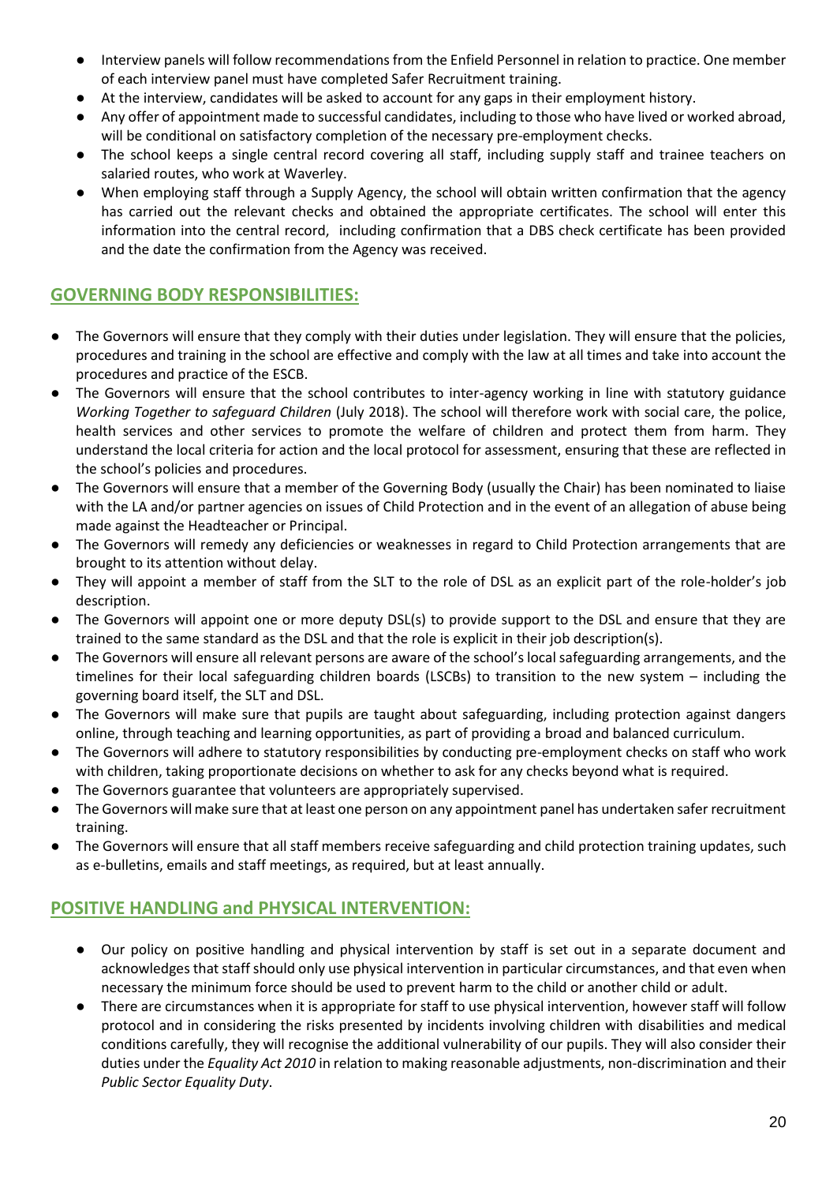- Interview panels will follow recommendations from the Enfield Personnel in relation to practice. One member of each interview panel must have completed Safer Recruitment training.
- At the interview, candidates will be asked to account for any gaps in their employment history.
- Any offer of appointment made to successful candidates, including to those who have lived or worked abroad, will be conditional on satisfactory completion of the necessary pre-employment checks.
- The school keeps a single central record covering all staff, including supply staff and trainee teachers on salaried routes, who work at Waverley.
- When employing staff through a Supply Agency, the school will obtain written confirmation that the agency has carried out the relevant checks and obtained the appropriate certificates. The school will enter this information into the central record, including confirmation that a DBS check certificate has been provided and the date the confirmation from the Agency was received.

## GOVERNING BODY RESPONSIBILITIES:

- The Governors will ensure that they comply with their duties under legislation. They will ensure that the policies, procedures and training in the school are effective and comply with the law at all times and take into account the procedures and practice of the ESCB.
- The Governors will ensure that the school contributes to inter-agency working in line with statutory guidance *Working Together to safeguard Children* (July 2018). The school will therefore work with social care, the police, health services and other services to promote the welfare of children and protect them from harm. They understand the local criteria for action and the local protocol for assessment, ensuring that these are reflected in the school's policies and procedures.
- The Governors will ensure that a member of the Governing Body (usually the Chair) has been nominated to liaise with the LA and/or partner agencies on issues of Child Protection and in the event of an allegation of abuse being made against the Headteacher or Principal.
- The Governors will remedy any deficiencies or weaknesses in regard to Child Protection arrangements that are brought to its attention without delay.
- They will appoint a member of staff from the SLT to the role of DSL as an explicit part of the role-holder's job description.
- The Governors will appoint one or more deputy DSL(s) to provide support to the DSL and ensure that they are trained to the same standard as the DSL and that the role is explicit in their job description(s).
- The Governors will ensure all relevant persons are aware of the school's local safeguarding arrangements, and the timelines for their local safeguarding children boards (LSCBs) to transition to the new system – including the governing board itself, the SLT and DSL.
- The Governors will make sure that pupils are taught about safeguarding, including protection against dangers online, through teaching and learning opportunities, as part of providing a broad and balanced curriculum.
- The Governors will adhere to statutory responsibilities by conducting pre-employment checks on staff who work with children, taking proportionate decisions on whether to ask for any checks beyond what is required.
- The Governors guarantee that volunteers are appropriately supervised.
- The Governors will make sure that at least one person on any appointment panel has undertaken safer recruitment training.
- The Governors will ensure that all staff members receive safeguarding and child protection training updates, such as e-bulletins, emails and staff meetings, as required, but at least annually.

## POSITIVE HANDLING and PHYSICAL INTERVENTION:

- Our policy on positive handling and physical intervention by staff is set out in a separate document and acknowledges that staff should only use physical intervention in particular circumstances, and that even when necessary the minimum force should be used to prevent harm to the child or another child or adult.
- There are circumstances when it is appropriate for staff to use physical intervention, however staff will follow protocol and in considering the risks presented by incidents involving children with disabilities and medical conditions carefully, they will recognise the additional vulnerability of our pupils. They will also consider their duties under the *Equality Act 2010* in relation to making reasonable adjustments, non-discrimination and their *Public Sector Equality Duty*.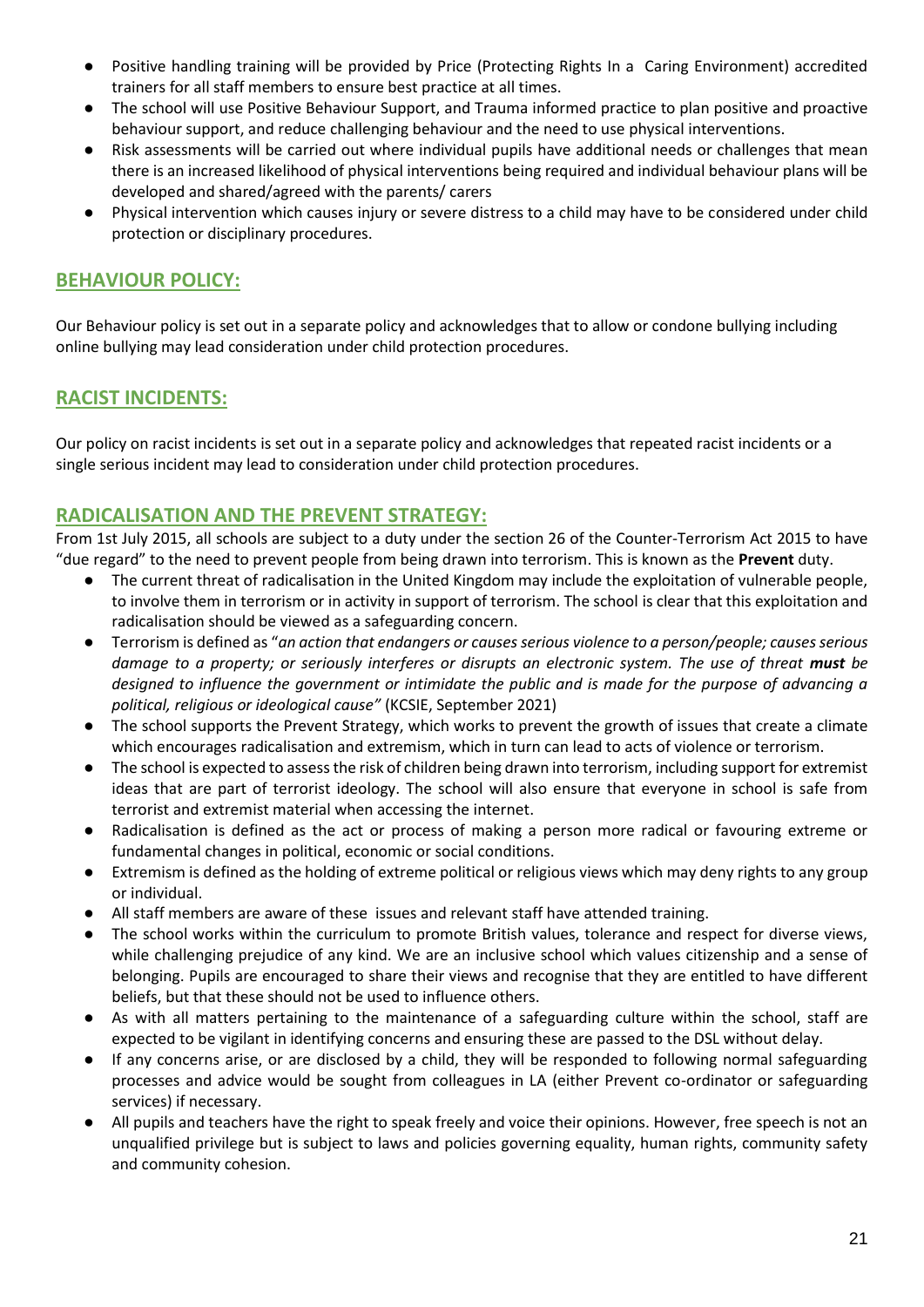- Positive handling training will be provided by Price (Protecting Rights In a Caring Environment) accredited trainers for all staff members to ensure best practice at all times.
- The school will use Positive Behaviour Support, and Trauma informed practice to plan positive and proactive behaviour support, and reduce challenging behaviour and the need to use physical interventions.
- Risk assessments will be carried out where individual pupils have additional needs or challenges that mean there is an increased likelihood of physical interventions being required and individual behaviour plans will be developed and shared/agreed with the parents/ carers
- Physical intervention which causes injury or severe distress to a child may have to be considered under child protection or disciplinary procedures.

## BEHAVIOUR POLICY:

Our Behaviour policy is set out in a separate policy and acknowledges that to allow or condone bullying including online bullying may lead consideration under child protection procedures.

## RACIST INCIDENTS:

Our policy on racist incidents is set out in a separate policy and acknowledges that repeated racist incidents or a single serious incident may lead to consideration under child protection procedures.

## RADICALISATION AND THE PREVENT STRATEGY:

From 1st July 2015, all schools are subject to a duty under the section 26 of the Counter-Terrorism Act 2015 to have "due regard" to the need to prevent people from being drawn into terrorism. This is known as the **Prevent** duty.

- The current threat of radicalisation in the United Kingdom may include the exploitation of vulnerable people, to involve them in terrorism or in activity in support of terrorism. The school is clear that this exploitation and radicalisation should be viewed as a safeguarding concern.
- Terrorism is defined as "*an action that endangers or causes serious violence to a person/people; causes serious damage to a property; or seriously interferes or disrupts an electronic system. The use of threat **must** be designed to influence the government or intimidate the public and is made for the purpose of advancing a political, religious or ideological cause"* (KCSIE, September 2021)
- The school supports the Prevent Strategy, which works to prevent the growth of issues that create a climate which encourages radicalisation and extremism, which in turn can lead to acts of violence or terrorism.
- The school is expected to assess the risk of children being drawn into terrorism, including support for extremist ideas that are part of terrorist ideology. The school will also ensure that everyone in school is safe from terrorist and extremist material when accessing the internet.
- Radicalisation is defined as the act or process of making a person more radical or favouring extreme or fundamental changes in political, economic or social conditions.
- Extremism is defined as the holding of extreme political or religious views which may deny rights to any group or individual.
- All staff members are aware of these issues and relevant staff have attended training.
- The school works within the curriculum to promote British values, tolerance and respect for diverse views, while challenging prejudice of any kind. We are an inclusive school which values citizenship and a sense of belonging. Pupils are encouraged to share their views and recognise that they are entitled to have different beliefs, but that these should not be used to influence others.
- As with all matters pertaining to the maintenance of a safeguarding culture within the school, staff are expected to be vigilant in identifying concerns and ensuring these are passed to the DSL without delay.
- If any concerns arise, or are disclosed by a child, they will be responded to following normal safeguarding processes and advice would be sought from colleagues in LA (either Prevent co-ordinator or safeguarding services) if necessary.
- All pupils and teachers have the right to speak freely and voice their opinions. However, free speech is not an unqualified privilege but is subject to laws and policies governing equality, human rights, community safety and community cohesion.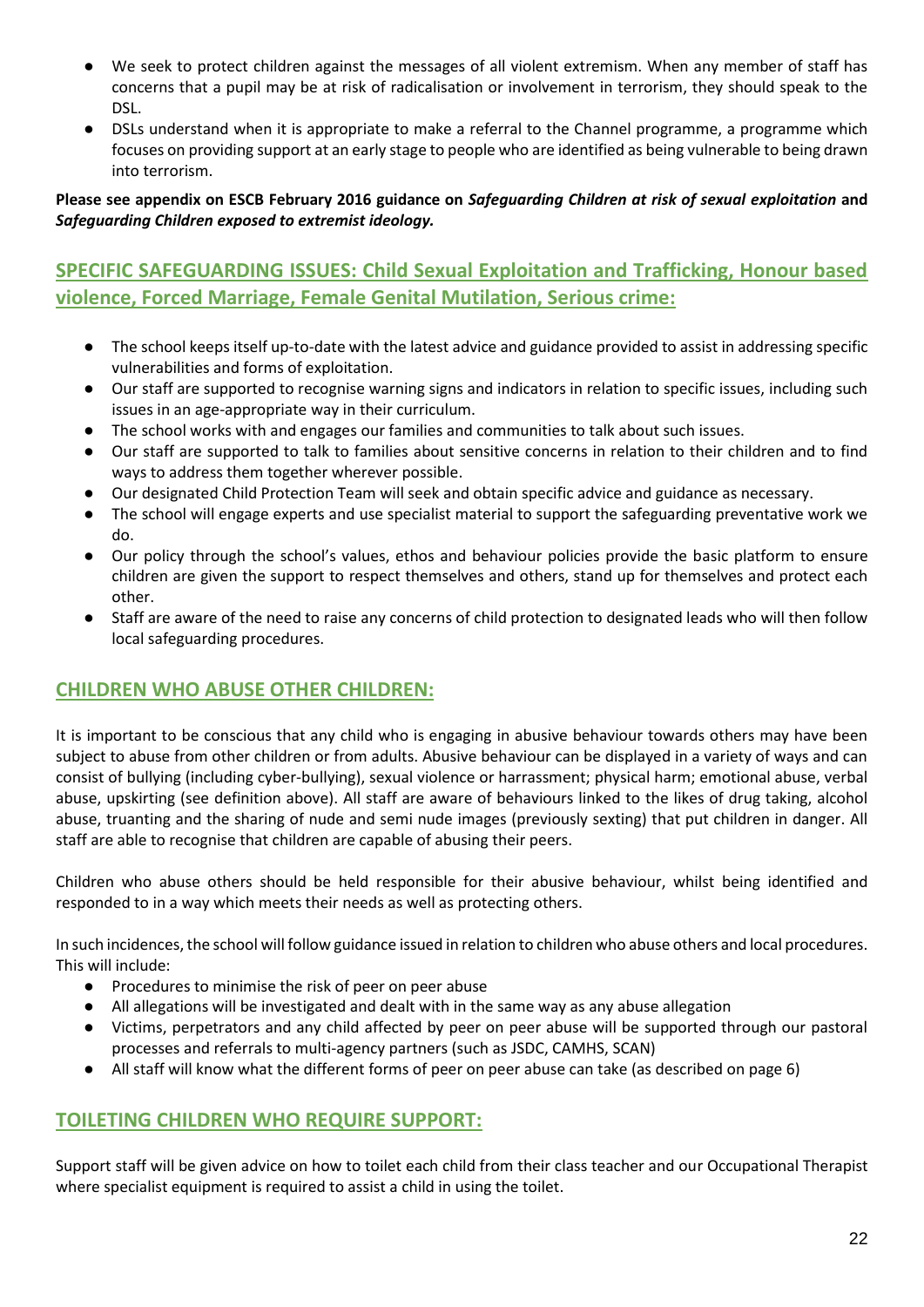- We seek to protect children against the messages of all violent extremism. When any member of staff has concerns that a pupil may be at risk of radicalisation or involvement in terrorism, they should speak to the DSL.
- DSLs understand when it is appropriate to make a referral to the Channel programme, a programme which focuses on providing support at an early stage to people who are identified as being vulnerable to being drawn into terrorism.

**Please see appendix on ESCB February 2016 guidance on *Safeguarding Children at risk of sexual exploitation* and *Safeguarding Children exposed to extremist ideology.***

## SPECIFIC SAFEGUARDING ISSUES: Child Sexual Exploitation and Trafficking, Honour based violence, Forced Marriage, Female Genital Mutilation, Serious crime:

- The school keeps itself up-to-date with the latest advice and guidance provided to assist in addressing specific vulnerabilities and forms of exploitation.
- Our staff are supported to recognise warning signs and indicators in relation to specific issues, including such issues in an age-appropriate way in their curriculum.
- The school works with and engages our families and communities to talk about such issues.
- Our staff are supported to talk to families about sensitive concerns in relation to their children and to find ways to address them together wherever possible.
- Our designated Child Protection Team will seek and obtain specific advice and guidance as necessary.
- The school will engage experts and use specialist material to support the safeguarding preventative work we do.
- Our policy through the school's values, ethos and behaviour policies provide the basic platform to ensure children are given the support to respect themselves and others, stand up for themselves and protect each other.
- Staff are aware of the need to raise any concerns of child protection to designated leads who will then follow local safeguarding procedures.

## CHILDREN WHO ABUSE OTHER CHILDREN:

It is important to be conscious that any child who is engaging in abusive behaviour towards others may have been subject to abuse from other children or from adults. Abusive behaviour can be displayed in a variety of ways and can consist of bullying (including cyber-bullying), sexual violence or harrassment; physical harm; emotional abuse, verbal abuse, upskirting (see definition above). All staff are aware of behaviours linked to the likes of drug taking, alcohol abuse, truanting and the sharing of nude and semi nude images (previously sexting) that put children in danger. All staff are able to recognise that children are capable of abusing their peers.

Children who abuse others should be held responsible for their abusive behaviour, whilst being identified and responded to in a way which meets their needs as well as protecting others.

In such incidences, the school will follow guidance issued in relation to children who abuse others and local procedures. This will include:

- Procedures to minimise the risk of peer on peer abuse
- All allegations will be investigated and dealt with in the same way as any abuse allegation
- Victims, perpetrators and any child affected by peer on peer abuse will be supported through our pastoral processes and referrals to multi-agency partners (such as JSDC, CAMHS, SCAN)
- All staff will know what the different forms of peer on peer abuse can take (as described on page 6)

## TOILETING CHILDREN WHO REQUIRE SUPPORT:

Support staff will be given advice on how to toilet each child from their class teacher and our Occupational Therapist where specialist equipment is required to assist a child in using the toilet.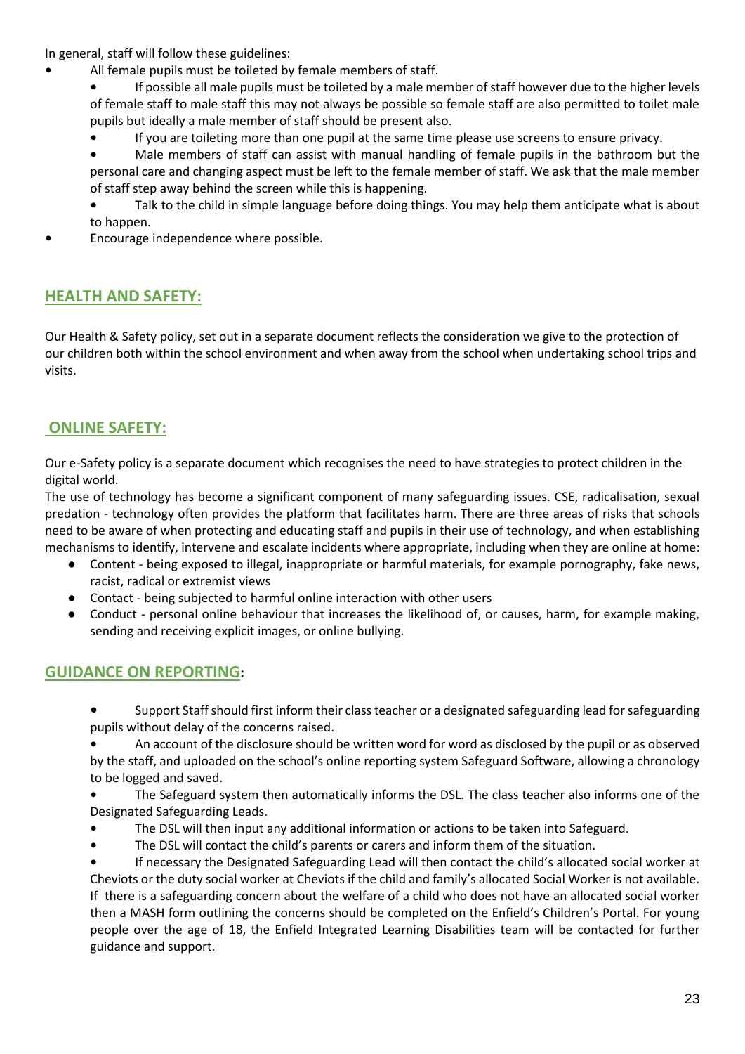In general, staff will follow these guidelines:

- All female pupils must be toileted by female members of staff.
  - If possible all male pupils must be toileted by a male member of staff however due to the higher levels of female staff to male staff this may not always be possible so female staff are also permitted to toilet male pupils but ideally a male member of staff should be present also.
  - If you are toileting more than one pupil at the same time please use screens to ensure privacy.
  - Male members of staff can assist with manual handling of female pupils in the bathroom but the personal care and changing aspect must be left to the female member of staff. We ask that the male member of staff step away behind the screen while this is happening.
  - Talk to the child in simple language before doing things. You may help them anticipate what is about to happen.
- Encourage independence where possible.

## HEALTH AND SAFETY:

Our Health & Safety policy, set out in a separate document reflects the consideration we give to the protection of our children both within the school environment and when away from the school when undertaking school trips and visits.

## ONLINE SAFETY:

Our e-Safety policy is a separate document which recognises the need to have strategies to protect children in the digital world.

The use of technology has become a significant component of many safeguarding issues. CSE, radicalisation, sexual predation - technology often provides the platform that facilitates harm. There are three areas of risks that schools need to be aware of when protecting and educating staff and pupils in their use of technology, and when establishing mechanisms to identify, intervene and escalate incidents where appropriate, including when they are online at home:

- Content - being exposed to illegal, inappropriate or harmful materials, for example pornography, fake news, racist, radical or extremist views
- Contact - being subjected to harmful online interaction with other users
- Conduct - personal online behaviour that increases the likelihood of, or causes, harm, for example making, sending and receiving explicit images, or online bullying.

## GUIDANCE ON REPORTING:

- Support Staff should first inform their class teacher or a designated safeguarding lead for safeguarding pupils without delay of the concerns raised.
- An account of the disclosure should be written word for word as disclosed by the pupil or as observed by the staff, and uploaded on the school's online reporting system Safeguard Software, allowing a chronology to be logged and saved.
- The Safeguard system then automatically informs the DSL. The class teacher also informs one of the Designated Safeguarding Leads.
- The DSL will then input any additional information or actions to be taken into Safeguard.
- The DSL will contact the child's parents or carers and inform them of the situation.
- If necessary the Designated Safeguarding Lead will then contact the child's allocated social worker at Cheviots or the duty social worker at Cheviots if the child and family's allocated Social Worker is not available. If there is a safeguarding concern about the welfare of a child who does not have an allocated social worker then a MASH form outlining the concerns should be completed on the Enfield's Children's Portal. For young people over the age of 18, the Enfield Integrated Learning Disabilities team will be contacted for further guidance and support.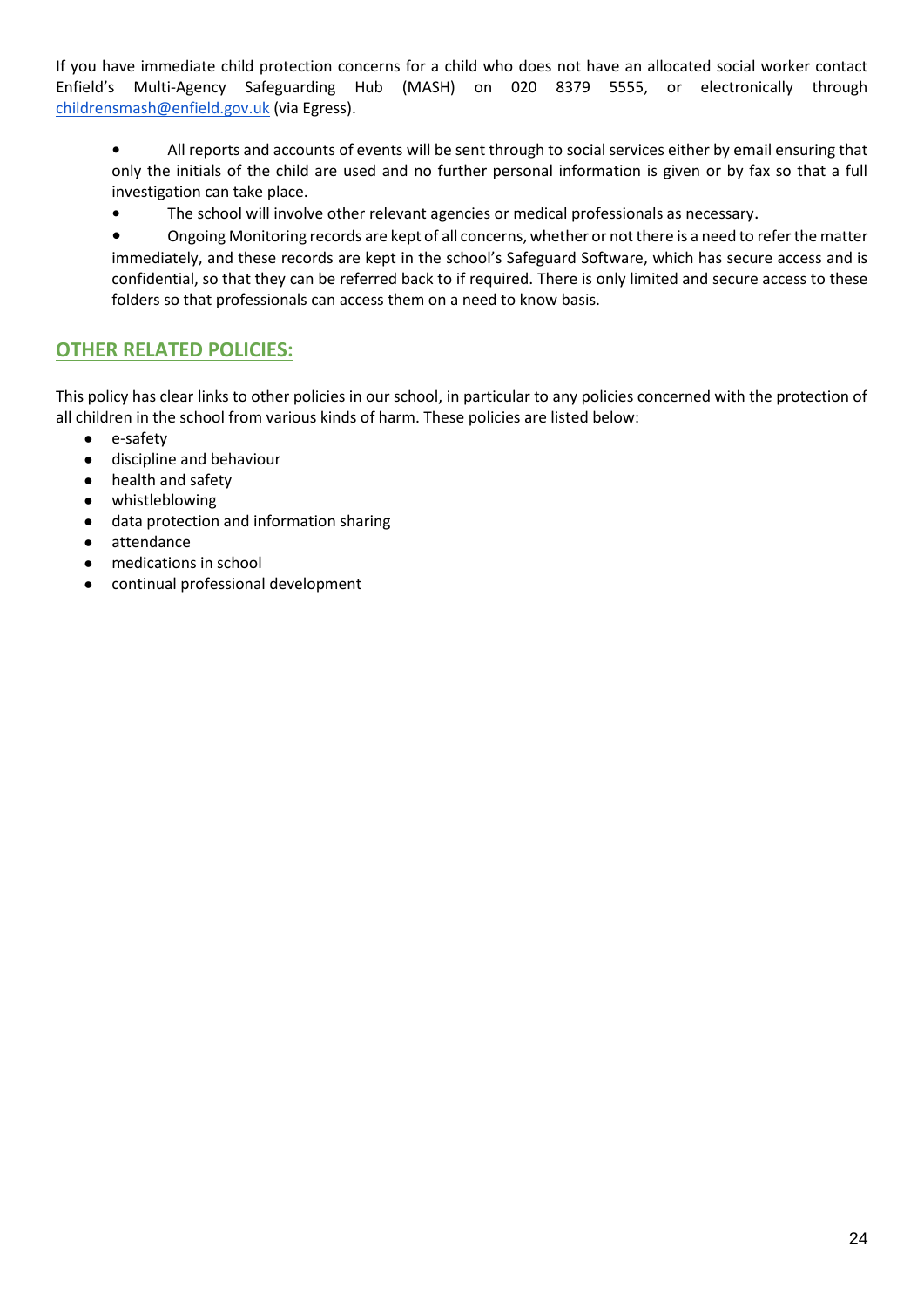If you have immediate child protection concerns for a child who does not have an allocated social worker contact Enfield's Multi-Agency Safeguarding Hub (MASH) on 020 8379 5555, or electronically through childrensmash@enfield.gov.uk (via Egress).

- All reports and accounts of events will be sent through to social services either by email ensuring that only the initials of the child are used and no further personal information is given or by fax so that a full investigation can take place.
- The school will involve other relevant agencies or medical professionals as necessary.
- Ongoing Monitoring records are kept of all concerns, whether or not there is a need to refer the matter immediately, and these records are kept in the school's Safeguard Software, which has secure access and is confidential, so that they can be referred back to if required. There is only limited and secure access to these folders so that professionals can access them on a need to know basis.

## OTHER RELATED POLICIES:

This policy has clear links to other policies in our school, in particular to any policies concerned with the protection of all children in the school from various kinds of harm. These policies are listed below:

- e-safety
- discipline and behaviour
- health and safety
- whistleblowing
- data protection and information sharing
- attendance
- medications in school
- continual professional development